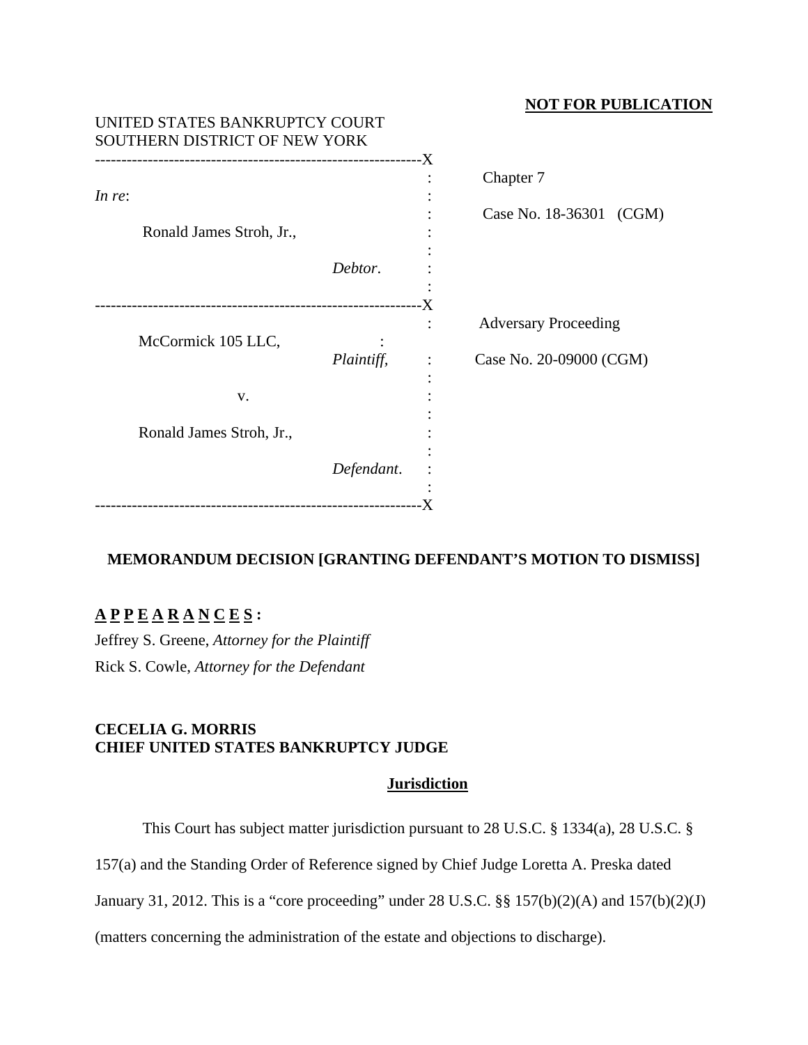**NOT FOR PUBLICATION**

UNITED STATES BANKRUPTCY COURT
SOUTHERN DISTRICT OF NEW YORK

| | |
|---|---|
| *In re*:<br><br>Ronald James Stroh, Jr.,<br><br>*Debtor*. | Chapter 7<br><br>Case No. 18-36301 (CGM) |
| McCormick 105 LLC,<br>*Plaintiff*,<br><br>v.<br><br>Ronald James Stroh, Jr.,<br><br>*Defendant*. | Adversary Proceeding<br><br>Case No. 20-09000 (CGM) |

## MEMORANDUM DECISION [GRANTING DEFENDANT'S MOTION TO DISMISS]

**A P P E A R A N C E S :**

Jeffrey S. Greene, *Attorney for the Plaintiff*
Rick S. Cowle, *Attorney for the Defendant*

**CECELIA G. MORRIS**
**CHIEF UNITED STATES BANKRUPTCY JUDGE**

### Jurisdiction

This Court has subject matter jurisdiction pursuant to 28 U.S.C. § 1334(a), 28 U.S.C. § 157(a) and the Standing Order of Reference signed by Chief Judge Loretta A. Preska dated January 31, 2012. This is a "core proceeding" under 28 U.S.C. §§ 157(b)(2)(A) and 157(b)(2)(J) (matters concerning the administration of the estate and objections to discharge).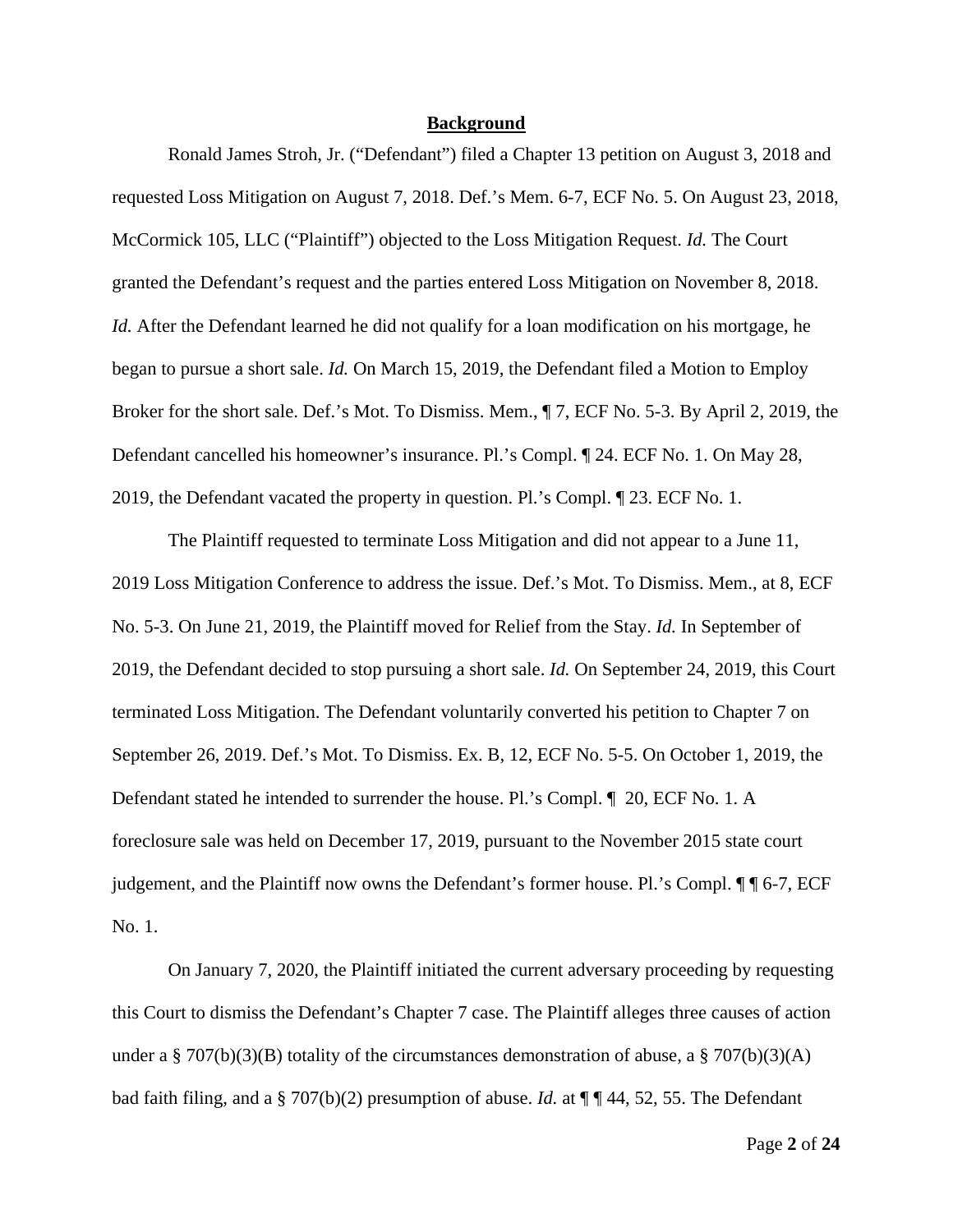**Background**

Ronald James Stroh, Jr. ("Defendant") filed a Chapter 13 petition on August 3, 2018 and requested Loss Mitigation on August 7, 2018. Def.'s Mem. 6-7, ECF No. 5. On August 23, 2018, McCormick 105, LLC ("Plaintiff") objected to the Loss Mitigation Request. *Id.* The Court granted the Defendant's request and the parties entered Loss Mitigation on November 8, 2018. *Id.* After the Defendant learned he did not qualify for a loan modification on his mortgage, he began to pursue a short sale. *Id.* On March 15, 2019, the Defendant filed a Motion to Employ Broker for the short sale. Def.'s Mot. To Dismiss. Mem., ¶ 7, ECF No. 5-3. By April 2, 2019, the Defendant cancelled his homeowner's insurance. Pl.'s Compl. ¶ 24. ECF No. 1. On May 28, 2019, the Defendant vacated the property in question. Pl.'s Compl. ¶ 23. ECF No. 1.

The Plaintiff requested to terminate Loss Mitigation and did not appear to a June 11, 2019 Loss Mitigation Conference to address the issue. Def.'s Mot. To Dismiss. Mem., at 8, ECF No. 5-3. On June 21, 2019, the Plaintiff moved for Relief from the Stay. *Id.* In September of 2019, the Defendant decided to stop pursuing a short sale. *Id.* On September 24, 2019, this Court terminated Loss Mitigation. The Defendant voluntarily converted his petition to Chapter 7 on September 26, 2019. Def.'s Mot. To Dismiss. Ex. B, 12, ECF No. 5-5. On October 1, 2019, the Defendant stated he intended to surrender the house. Pl.'s Compl. ¶ 20, ECF No. 1. A foreclosure sale was held on December 17, 2019, pursuant to the November 2015 state court judgement, and the Plaintiff now owns the Defendant's former house. Pl.'s Compl. ¶ ¶ 6-7, ECF No. 1.

On January 7, 2020, the Plaintiff initiated the current adversary proceeding by requesting this Court to dismiss the Defendant's Chapter 7 case. The Plaintiff alleges three causes of action under a § 707(b)(3)(B) totality of the circumstances demonstration of abuse, a § 707(b)(3)(A) bad faith filing, and a § 707(b)(2) presumption of abuse. *Id.* at ¶ ¶ 44, 52, 55. The Defendant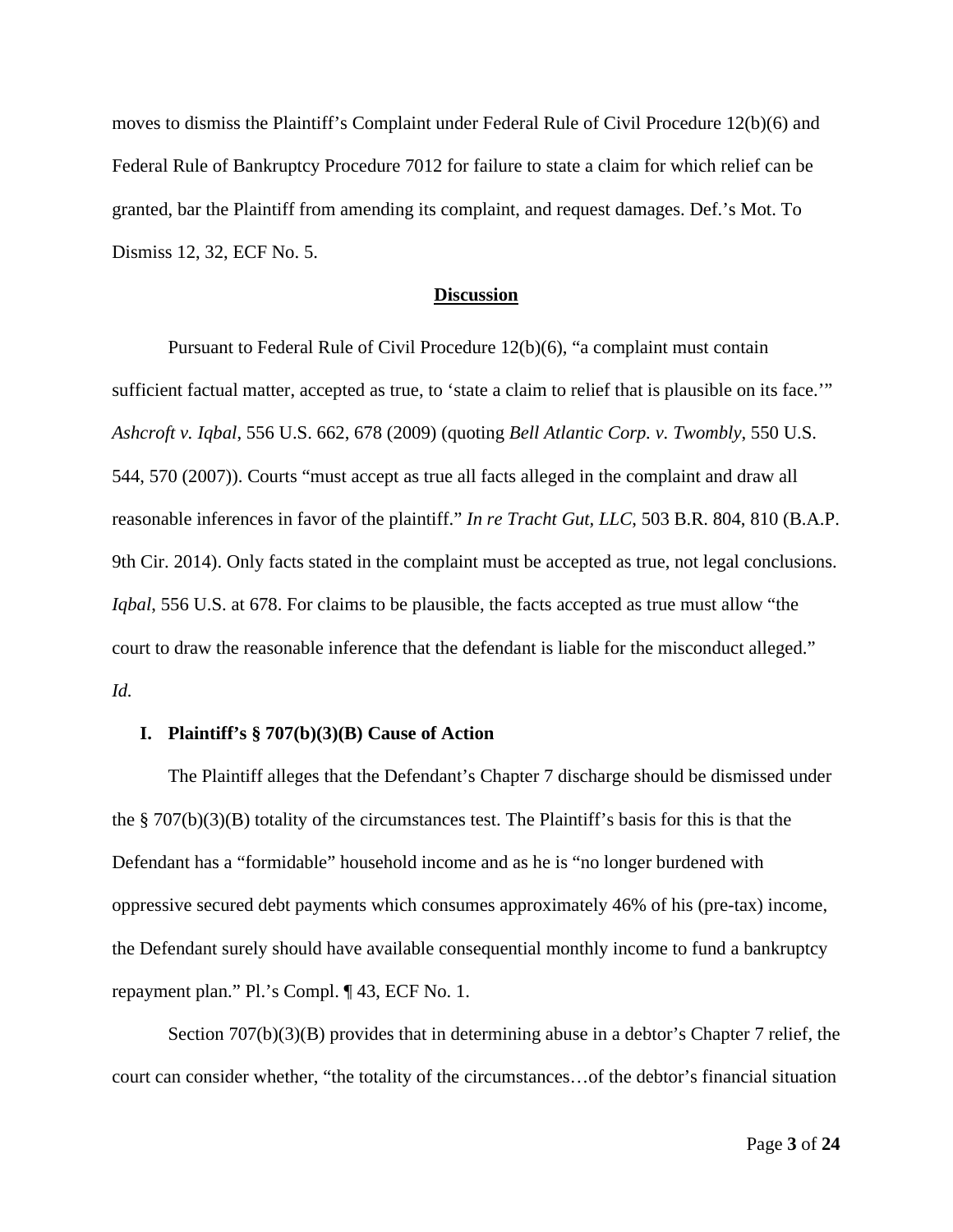moves to dismiss the Plaintiff's Complaint under Federal Rule of Civil Procedure 12(b)(6) and Federal Rule of Bankruptcy Procedure 7012 for failure to state a claim for which relief can be granted, bar the Plaintiff from amending its complaint, and request damages. Def.'s Mot. To Dismiss 12, 32, ECF No. 5.

## Discussion

Pursuant to Federal Rule of Civil Procedure 12(b)(6), "a complaint must contain sufficient factual matter, accepted as true, to 'state a claim to relief that is plausible on its face.'" *Ashcroft v. Iqbal*, 556 U.S. 662, 678 (2009) (quoting *Bell Atlantic Corp. v. Twombly*, 550 U.S. 544, 570 (2007)). Courts "must accept as true all facts alleged in the complaint and draw all reasonable inferences in favor of the plaintiff." *In re Tracht Gut, LLC*, 503 B.R. 804, 810 (B.A.P. 9th Cir. 2014). Only facts stated in the complaint must be accepted as true, not legal conclusions. *Iqbal*, 556 U.S. at 678. For claims to be plausible, the facts accepted as true must allow "the court to draw the reasonable inference that the defendant is liable for the misconduct alleged." *Id.*

### I. Plaintiff's § 707(b)(3)(B) Cause of Action

The Plaintiff alleges that the Defendant's Chapter 7 discharge should be dismissed under the § 707(b)(3)(B) totality of the circumstances test. The Plaintiff's basis for this is that the Defendant has a "formidable" household income and as he is "no longer burdened with oppressive secured debt payments which consumes approximately 46% of his (pre-tax) income, the Defendant surely should have available consequential monthly income to fund a bankruptcy repayment plan." Pl.'s Compl. ¶ 43, ECF No. 1.

Section 707(b)(3)(B) provides that in determining abuse in a debtor's Chapter 7 relief, the court can consider whether, "the totality of the circumstances…of the debtor's financial situation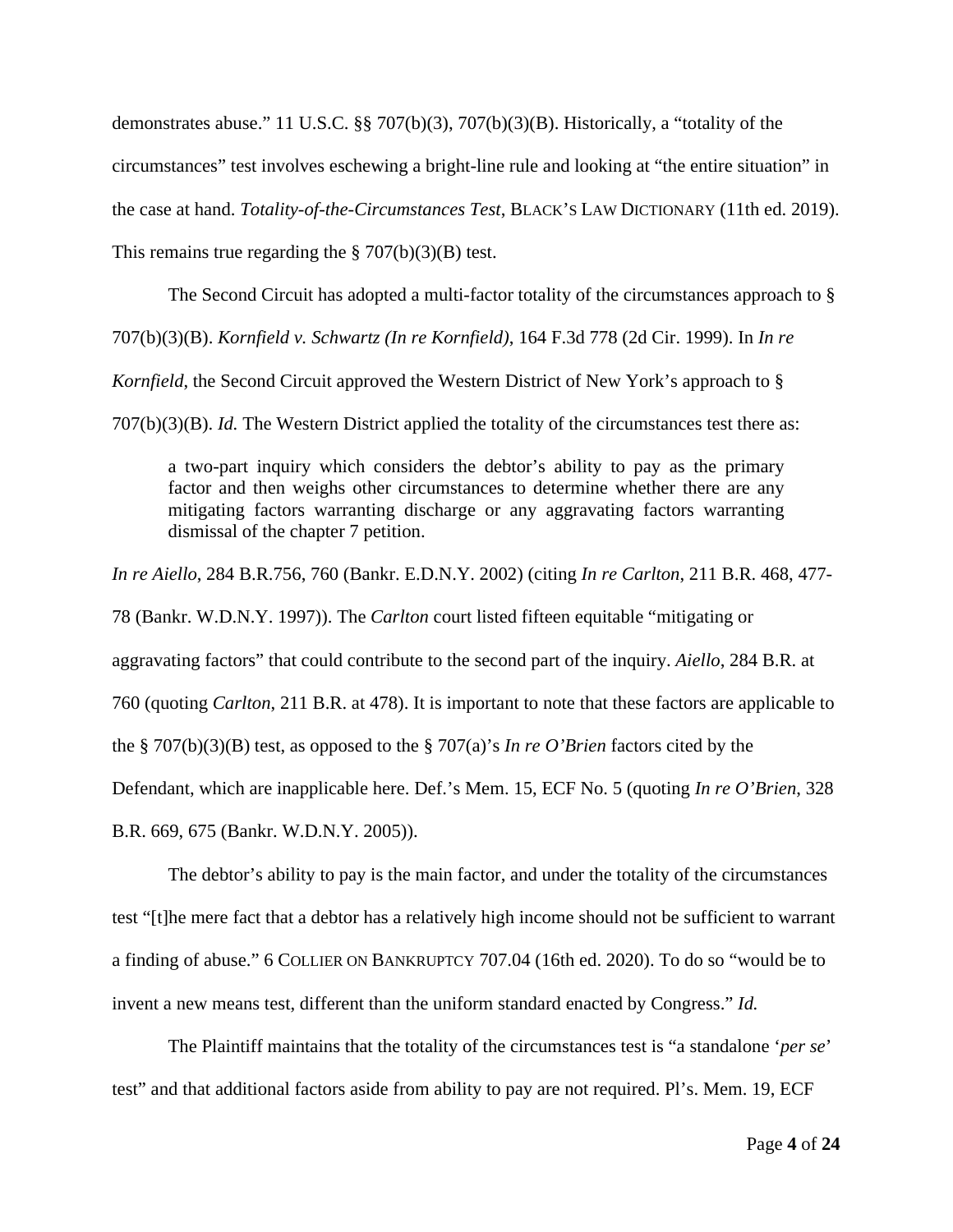demonstrates abuse." 11 U.S.C. §§ 707(b)(3), 707(b)(3)(B). Historically, a "totality of the circumstances" test involves eschewing a bright-line rule and looking at "the entire situation" in the case at hand. *Totality-of-the-Circumstances Test*, BLACK'S LAW DICTIONARY (11th ed. 2019). This remains true regarding the § 707(b)(3)(B) test.

The Second Circuit has adopted a multi-factor totality of the circumstances approach to § 707(b)(3)(B). *Kornfield v. Schwartz (In re Kornfield)*, 164 F.3d 778 (2d Cir. 1999). In *In re Kornfield*, the Second Circuit approved the Western District of New York's approach to § 707(b)(3)(B). *Id.* The Western District applied the totality of the circumstances test there as:

> a two-part inquiry which considers the debtor's ability to pay as the primary factor and then weighs other circumstances to determine whether there are any mitigating factors warranting discharge or any aggravating factors warranting dismissal of the chapter 7 petition.

*In re Aiello*, 284 B.R.756, 760 (Bankr. E.D.N.Y. 2002) (citing *In re Carlton*, 211 B.R. 468, 477-78 (Bankr. W.D.N.Y. 1997)). The *Carlton* court listed fifteen equitable "mitigating or aggravating factors" that could contribute to the second part of the inquiry. *Aiello*, 284 B.R. at 760 (quoting *Carlton*, 211 B.R. at 478). It is important to note that these factors are applicable to the § 707(b)(3)(B) test, as opposed to the § 707(a)'s *In re O'Brien* factors cited by the Defendant, which are inapplicable here. Def.'s Mem. 15, ECF No. 5 (quoting *In re O'Brien*, 328 B.R. 669, 675 (Bankr. W.D.N.Y. 2005)).

The debtor's ability to pay is the main factor, and under the totality of the circumstances test "[t]he mere fact that a debtor has a relatively high income should not be sufficient to warrant a finding of abuse." 6 COLLIER ON BANKRUPTCY 707.04 (16th ed. 2020). To do so "would be to invent a new means test, different than the uniform standard enacted by Congress." *Id.*

The Plaintiff maintains that the totality of the circumstances test is "a standalone '*per se*' test" and that additional factors aside from ability to pay are not required. Pl's. Mem. 19, ECF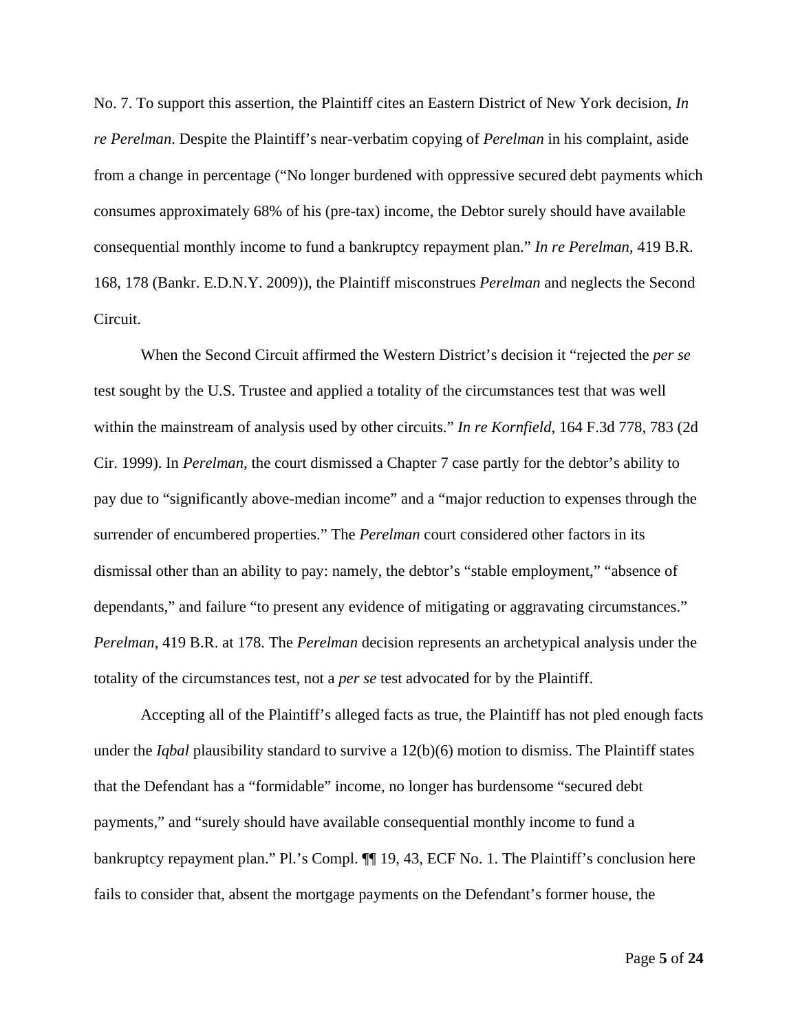No. 7. To support this assertion, the Plaintiff cites an Eastern District of New York decision, *In re Perelman*. Despite the Plaintiff's near-verbatim copying of *Perelman* in his complaint, aside from a change in percentage ("No longer burdened with oppressive secured debt payments which consumes approximately 68% of his (pre-tax) income, the Debtor surely should have available consequential monthly income to fund a bankruptcy repayment plan." *In re Perelman*, 419 B.R. 168, 178 (Bankr. E.D.N.Y. 2009)), the Plaintiff misconstrues *Perelman* and neglects the Second Circuit.

When the Second Circuit affirmed the Western District's decision it "rejected the *per se* test sought by the U.S. Trustee and applied a totality of the circumstances test that was well within the mainstream of analysis used by other circuits." *In re Kornfield*, 164 F.3d 778, 783 (2d Cir. 1999). In *Perelman*, the court dismissed a Chapter 7 case partly for the debtor's ability to pay due to "significantly above-median income" and a "major reduction to expenses through the surrender of encumbered properties." The *Perelman* court considered other factors in its dismissal other than an ability to pay: namely, the debtor's "stable employment," "absence of dependants," and failure "to present any evidence of mitigating or aggravating circumstances." *Perelman*, 419 B.R. at 178. The *Perelman* decision represents an archetypical analysis under the totality of the circumstances test, not a *per se* test advocated for by the Plaintiff.

Accepting all of the Plaintiff's alleged facts as true, the Plaintiff has not pled enough facts under the *Iqbal* plausibility standard to survive a 12(b)(6) motion to dismiss. The Plaintiff states that the Defendant has a "formidable" income, no longer has burdensome "secured debt payments," and "surely should have available consequential monthly income to fund a bankruptcy repayment plan." Pl.'s Compl. ¶¶ 19, 43, ECF No. 1. The Plaintiff's conclusion here fails to consider that, absent the mortgage payments on the Defendant's former house, the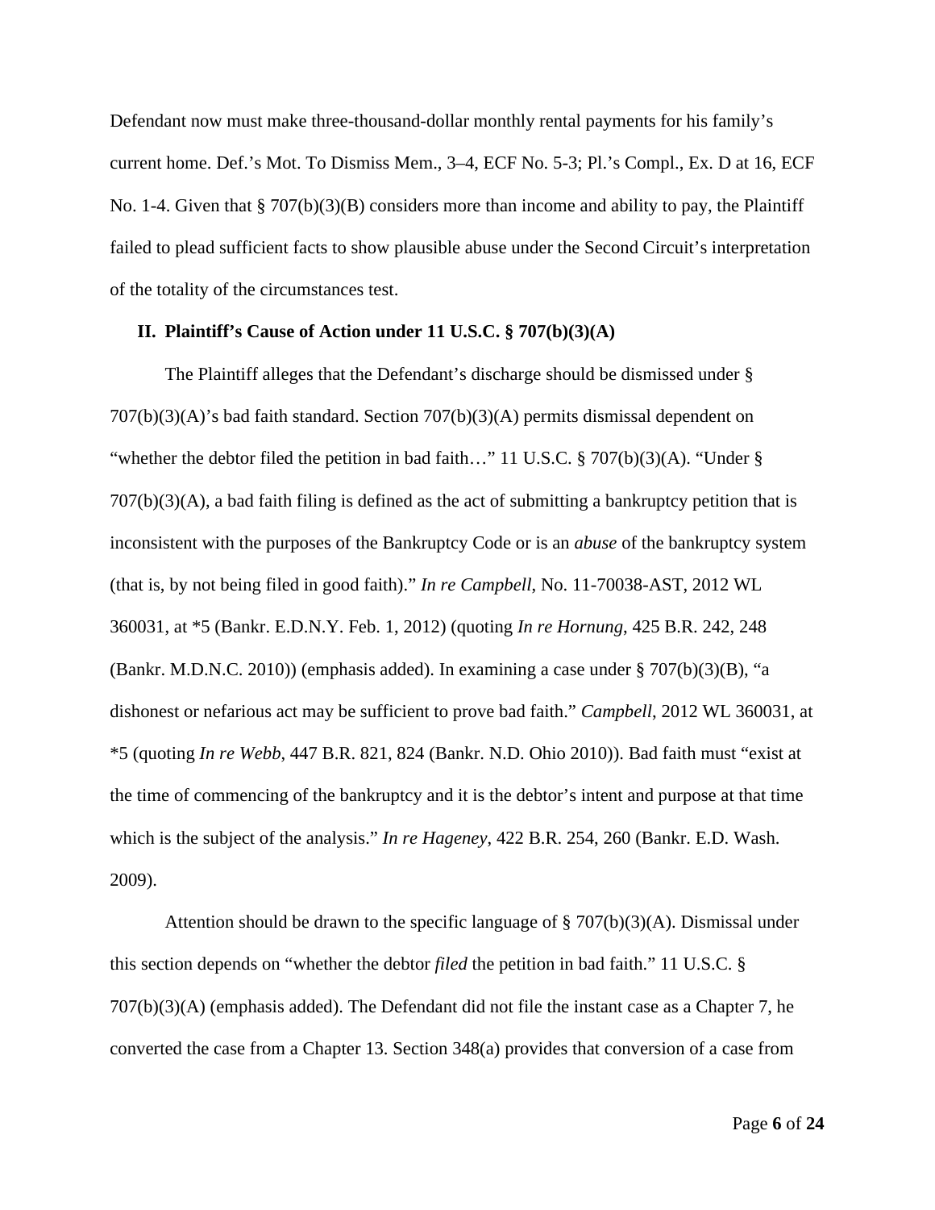Defendant now must make three-thousand-dollar monthly rental payments for his family's current home. Def.'s Mot. To Dismiss Mem., 3–4, ECF No. 5-3; Pl.'s Compl., Ex. D at 16, ECF No. 1-4. Given that § 707(b)(3)(B) considers more than income and ability to pay, the Plaintiff failed to plead sufficient facts to show plausible abuse under the Second Circuit's interpretation of the totality of the circumstances test.

## II. Plaintiff's Cause of Action under 11 U.S.C. § 707(b)(3)(A)

The Plaintiff alleges that the Defendant's discharge should be dismissed under § 707(b)(3)(A)'s bad faith standard. Section 707(b)(3)(A) permits dismissal dependent on "whether the debtor filed the petition in bad faith…" 11 U.S.C. § 707(b)(3)(A). "Under § 707(b)(3)(A), a bad faith filing is defined as the act of submitting a bankruptcy petition that is inconsistent with the purposes of the Bankruptcy Code or is an *abuse* of the bankruptcy system (that is, by not being filed in good faith)." *In re Campbell*, No. 11-70038-AST, 2012 WL 360031, at *5 (Bankr. E.D.N.Y. Feb. 1, 2012) (quoting *In re Hornung*, 425 B.R. 242, 248 (Bankr. M.D.N.C. 2010)) (emphasis added). In examining a case under § 707(b)(3)(B), "a dishonest or nefarious act may be sufficient to prove bad faith." *Campbell*, 2012 WL 360031, at *5 (quoting *In re Webb*, 447 B.R. 821, 824 (Bankr. N.D. Ohio 2010)). Bad faith must "exist at the time of commencing of the bankruptcy and it is the debtor's intent and purpose at that time which is the subject of the analysis." *In re Hageney*, 422 B.R. 254, 260 (Bankr. E.D. Wash. 2009).

Attention should be drawn to the specific language of § 707(b)(3)(A). Dismissal under this section depends on "whether the debtor *filed* the petition in bad faith." 11 U.S.C. § 707(b)(3)(A) (emphasis added). The Defendant did not file the instant case as a Chapter 7, he converted the case from a Chapter 13. Section 348(a) provides that conversion of a case from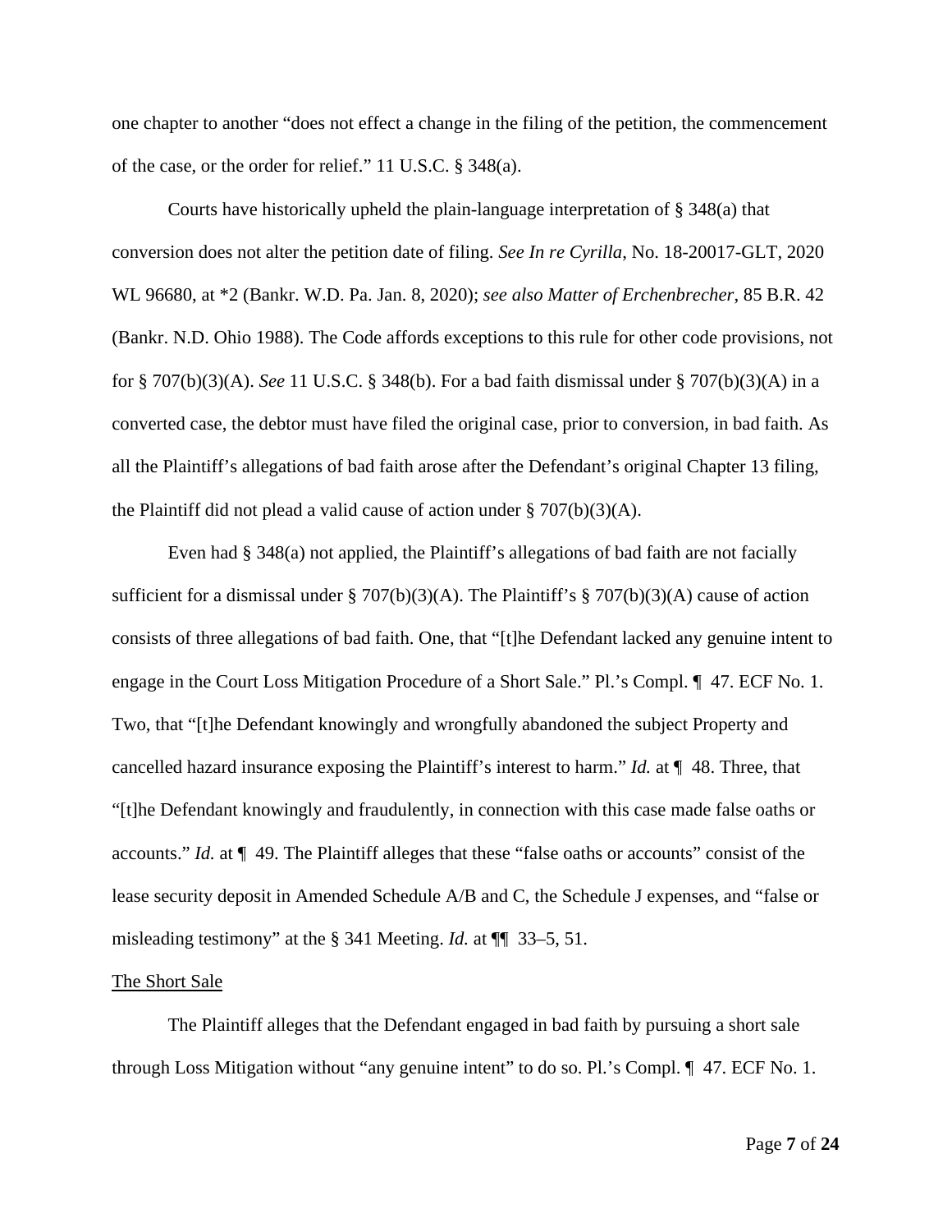one chapter to another "does not effect a change in the filing of the petition, the commencement of the case, or the order for relief." 11 U.S.C. § 348(a).

Courts have historically upheld the plain-language interpretation of § 348(a) that conversion does not alter the petition date of filing. *See In re Cyrilla*, No. 18-20017-GLT, 2020 WL 96680, at *2 (Bankr. W.D. Pa. Jan. 8, 2020); *see also Matter of Erchenbrecher*, 85 B.R. 42 (Bankr. N.D. Ohio 1988). The Code affords exceptions to this rule for other code provisions, not for § 707(b)(3)(A). *See* 11 U.S.C. § 348(b). For a bad faith dismissal under § 707(b)(3)(A) in a converted case, the debtor must have filed the original case, prior to conversion, in bad faith. As all the Plaintiff's allegations of bad faith arose after the Defendant's original Chapter 13 filing, the Plaintiff did not plead a valid cause of action under § 707(b)(3)(A).

Even had § 348(a) not applied, the Plaintiff's allegations of bad faith are not facially sufficient for a dismissal under § 707(b)(3)(A). The Plaintiff's § 707(b)(3)(A) cause of action consists of three allegations of bad faith. One, that "[t]he Defendant lacked any genuine intent to engage in the Court Loss Mitigation Procedure of a Short Sale." Pl.'s Compl. ¶ 47. ECF No. 1. Two, that "[t]he Defendant knowingly and wrongfully abandoned the subject Property and cancelled hazard insurance exposing the Plaintiff's interest to harm." *Id.* at ¶ 48. Three, that "[t]he Defendant knowingly and fraudulently, in connection with this case made false oaths or accounts." *Id.* at ¶ 49. The Plaintiff alleges that these "false oaths or accounts" consist of the lease security deposit in Amended Schedule A/B and C, the Schedule J expenses, and "false or misleading testimony" at the § 341 Meeting. *Id.* at ¶¶ 33–5, 51.

<u>The Short Sale</u>

The Plaintiff alleges that the Defendant engaged in bad faith by pursuing a short sale through Loss Mitigation without "any genuine intent" to do so. Pl.'s Compl. ¶ 47. ECF No. 1.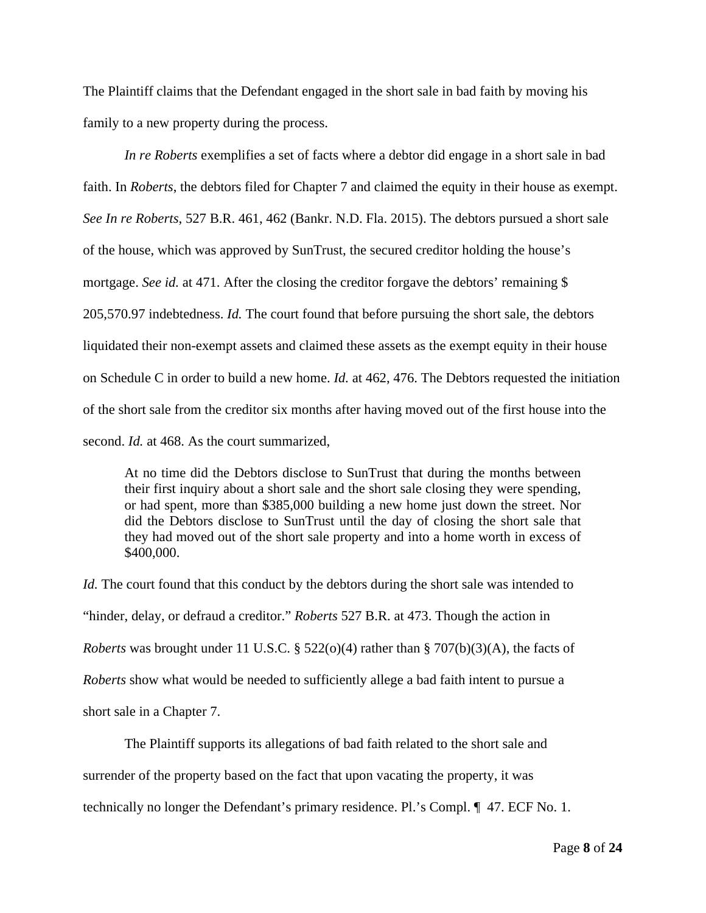The Plaintiff claims that the Defendant engaged in the short sale in bad faith by moving his family to a new property during the process.

*In re Roberts* exemplifies a set of facts where a debtor did engage in a short sale in bad faith. In *Roberts*, the debtors filed for Chapter 7 and claimed the equity in their house as exempt. *See In re Roberts*, 527 B.R. 461, 462 (Bankr. N.D. Fla. 2015). The debtors pursued a short sale of the house, which was approved by SunTrust, the secured creditor holding the house's mortgage. *See id.* at 471. After the closing the creditor forgave the debtors' remaining $ 205,570.97 indebtedness. *Id.* The court found that before pursuing the short sale, the debtors liquidated their non-exempt assets and claimed these assets as the exempt equity in their house on Schedule C in order to build a new home. *Id.* at 462, 476. The Debtors requested the initiation of the short sale from the creditor six months after having moved out of the first house into the second. *Id.* at 468. As the court summarized,

> At no time did the Debtors disclose to SunTrust that during the months between their first inquiry about a short sale and the short sale closing they were spending, or had spent, more than $385,000 building a new home just down the street. Nor did the Debtors disclose to SunTrust until the day of closing the short sale that they had moved out of the short sale property and into a home worth in excess of $400,000.

*Id.* The court found that this conduct by the debtors during the short sale was intended to "hinder, delay, or defraud a creditor." *Roberts* 527 B.R. at 473. Though the action in *Roberts* was brought under 11 U.S.C. § 522(o)(4) rather than § 707(b)(3)(A), the facts of *Roberts* show what would be needed to sufficiently allege a bad faith intent to pursue a short sale in a Chapter 7.

The Plaintiff supports its allegations of bad faith related to the short sale and surrender of the property based on the fact that upon vacating the property, it was technically no longer the Defendant's primary residence. Pl.'s Compl. ¶ 47. ECF No. 1.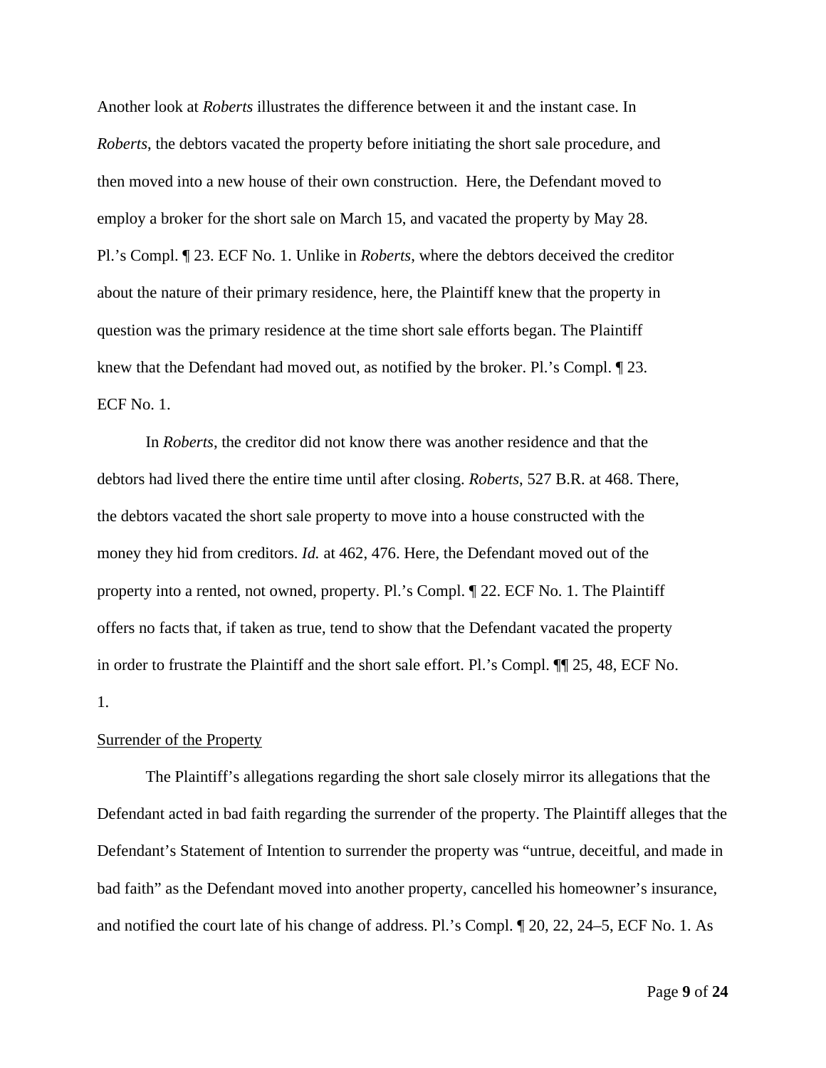Another look at *Roberts* illustrates the difference between it and the instant case. In *Roberts*, the debtors vacated the property before initiating the short sale procedure, and then moved into a new house of their own construction. Here, the Defendant moved to employ a broker for the short sale on March 15, and vacated the property by May 28. Pl.'s Compl. ¶ 23. ECF No. 1. Unlike in *Roberts*, where the debtors deceived the creditor about the nature of their primary residence, here, the Plaintiff knew that the property in question was the primary residence at the time short sale efforts began. The Plaintiff knew that the Defendant had moved out, as notified by the broker. Pl.'s Compl. ¶ 23. ECF No. 1.

In *Roberts*, the creditor did not know there was another residence and that the debtors had lived there the entire time until after closing. *Roberts*, 527 B.R. at 468. There, the debtors vacated the short sale property to move into a house constructed with the money they hid from creditors. *Id.* at 462, 476. Here, the Defendant moved out of the property into a rented, not owned, property. Pl.'s Compl. ¶ 22. ECF No. 1. The Plaintiff offers no facts that, if taken as true, tend to show that the Defendant vacated the property in order to frustrate the Plaintiff and the short sale effort. Pl.'s Compl. ¶¶ 25, 48, ECF No. 1.

<u>Surrender of the Property</u>

The Plaintiff's allegations regarding the short sale closely mirror its allegations that the Defendant acted in bad faith regarding the surrender of the property. The Plaintiff alleges that the Defendant's Statement of Intention to surrender the property was "untrue, deceitful, and made in bad faith" as the Defendant moved into another property, cancelled his homeowner's insurance, and notified the court late of his change of address. Pl.'s Compl. ¶ 20, 22, 24–5, ECF No. 1. As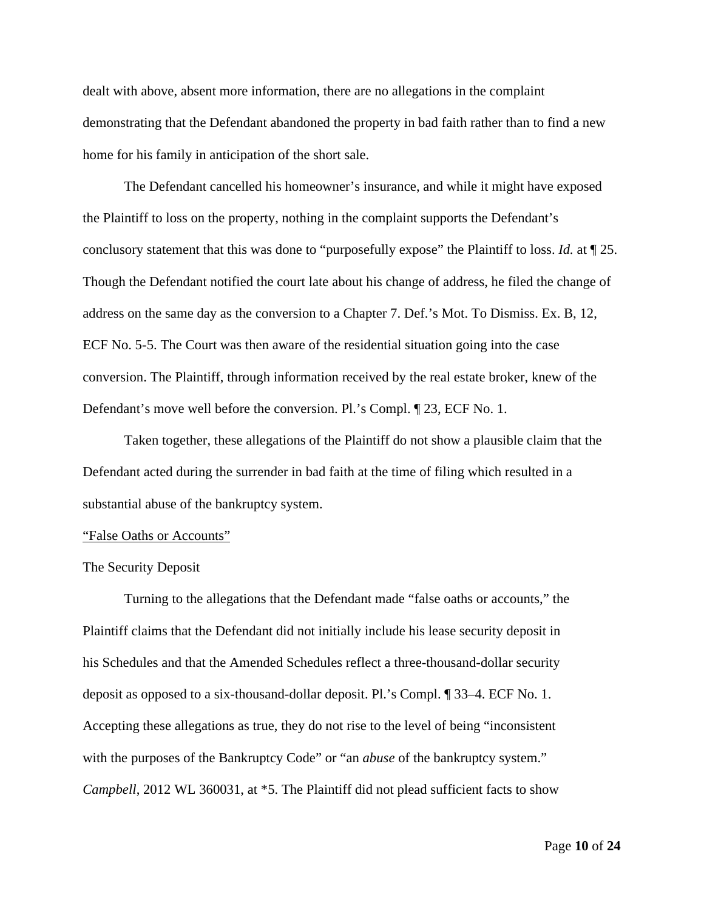dealt with above, absent more information, there are no allegations in the complaint demonstrating that the Defendant abandoned the property in bad faith rather than to find a new home for his family in anticipation of the short sale.

The Defendant cancelled his homeowner's insurance, and while it might have exposed the Plaintiff to loss on the property, nothing in the complaint supports the Defendant's conclusory statement that this was done to "purposefully expose" the Plaintiff to loss. *Id.* at ¶ 25. Though the Defendant notified the court late about his change of address, he filed the change of address on the same day as the conversion to a Chapter 7. Def.'s Mot. To Dismiss. Ex. B, 12, ECF No. 5-5. The Court was then aware of the residential situation going into the case conversion. The Plaintiff, through information received by the real estate broker, knew of the Defendant's move well before the conversion. Pl.'s Compl. ¶ 23, ECF No. 1.

Taken together, these allegations of the Plaintiff do not show a plausible claim that the Defendant acted during the surrender in bad faith at the time of filing which resulted in a substantial abuse of the bankruptcy system.

<u>"False Oaths or Accounts"</u>

The Security Deposit

Turning to the allegations that the Defendant made "false oaths or accounts," the Plaintiff claims that the Defendant did not initially include his lease security deposit in his Schedules and that the Amended Schedules reflect a three-thousand-dollar security deposit as opposed to a six-thousand-dollar deposit. Pl.'s Compl. ¶ 33–4. ECF No. 1. Accepting these allegations as true, they do not rise to the level of being "inconsistent with the purposes of the Bankruptcy Code" or "an *abuse* of the bankruptcy system." *Campbell*, 2012 WL 360031, at *5. The Plaintiff did not plead sufficient facts to show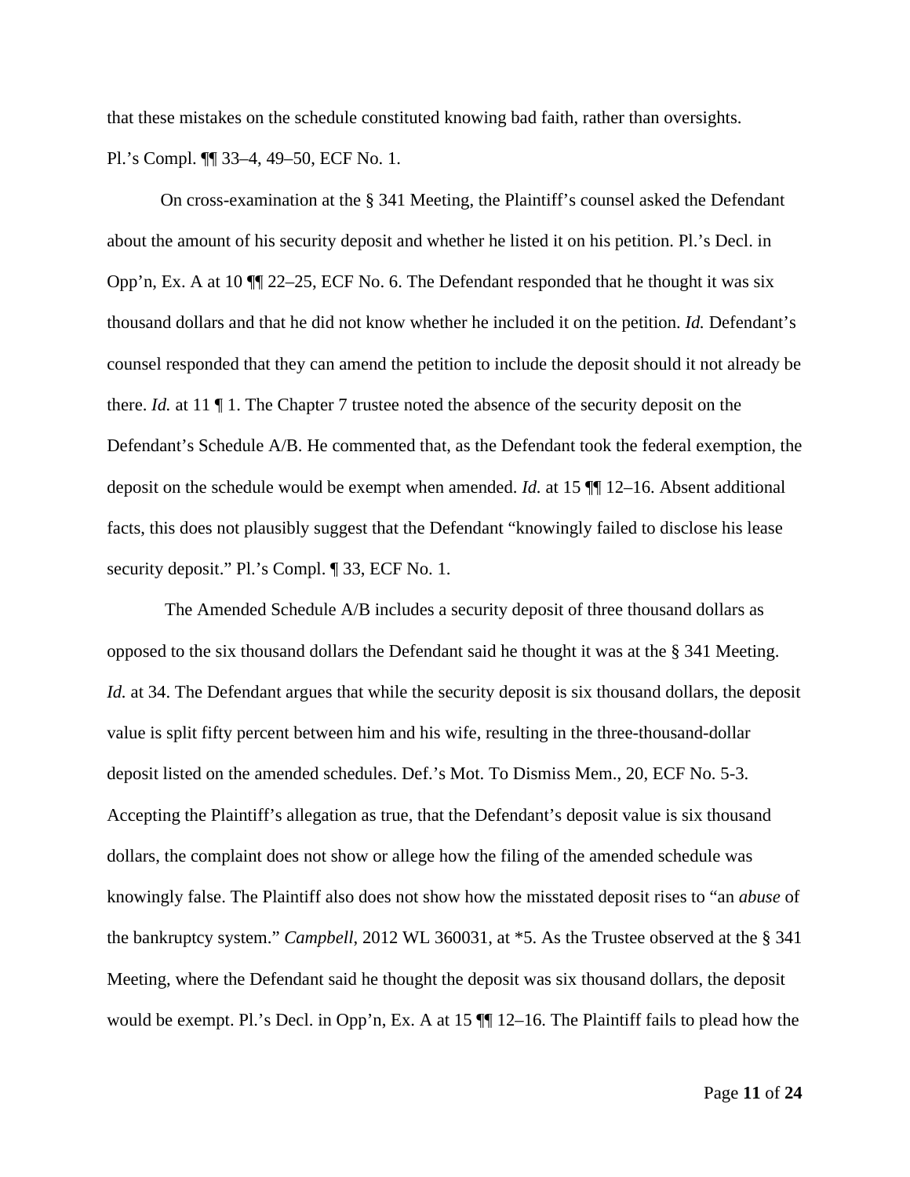that these mistakes on the schedule constituted knowing bad faith, rather than oversights. Pl.'s Compl. ¶¶ 33–4, 49–50, ECF No. 1.

On cross-examination at the § 341 Meeting, the Plaintiff's counsel asked the Defendant about the amount of his security deposit and whether he listed it on his petition. Pl.'s Decl. in Opp'n, Ex. A at 10 ¶¶ 22–25, ECF No. 6. The Defendant responded that he thought it was six thousand dollars and that he did not know whether he included it on the petition. *Id.* Defendant's counsel responded that they can amend the petition to include the deposit should it not already be there. *Id.* at 11 ¶ 1. The Chapter 7 trustee noted the absence of the security deposit on the Defendant's Schedule A/B. He commented that, as the Defendant took the federal exemption, the deposit on the schedule would be exempt when amended. *Id.* at 15 ¶¶ 12–16. Absent additional facts, this does not plausibly suggest that the Defendant "knowingly failed to disclose his lease security deposit." Pl.'s Compl. ¶ 33, ECF No. 1.

The Amended Schedule A/B includes a security deposit of three thousand dollars as opposed to the six thousand dollars the Defendant said he thought it was at the § 341 Meeting. *Id.* at 34. The Defendant argues that while the security deposit is six thousand dollars, the deposit value is split fifty percent between him and his wife, resulting in the three-thousand-dollar deposit listed on the amended schedules. Def.'s Mot. To Dismiss Mem., 20, ECF No. 5-3. Accepting the Plaintiff's allegation as true, that the Defendant's deposit value is six thousand dollars, the complaint does not show or allege how the filing of the amended schedule was knowingly false. The Plaintiff also does not show how the misstated deposit rises to "an *abuse* of the bankruptcy system." *Campbell*, 2012 WL 360031, at *5. As the Trustee observed at the § 341 Meeting, where the Defendant said he thought the deposit was six thousand dollars, the deposit would be exempt. Pl.'s Decl. in Opp'n, Ex. A at 15 ¶¶ 12–16. The Plaintiff fails to plead how the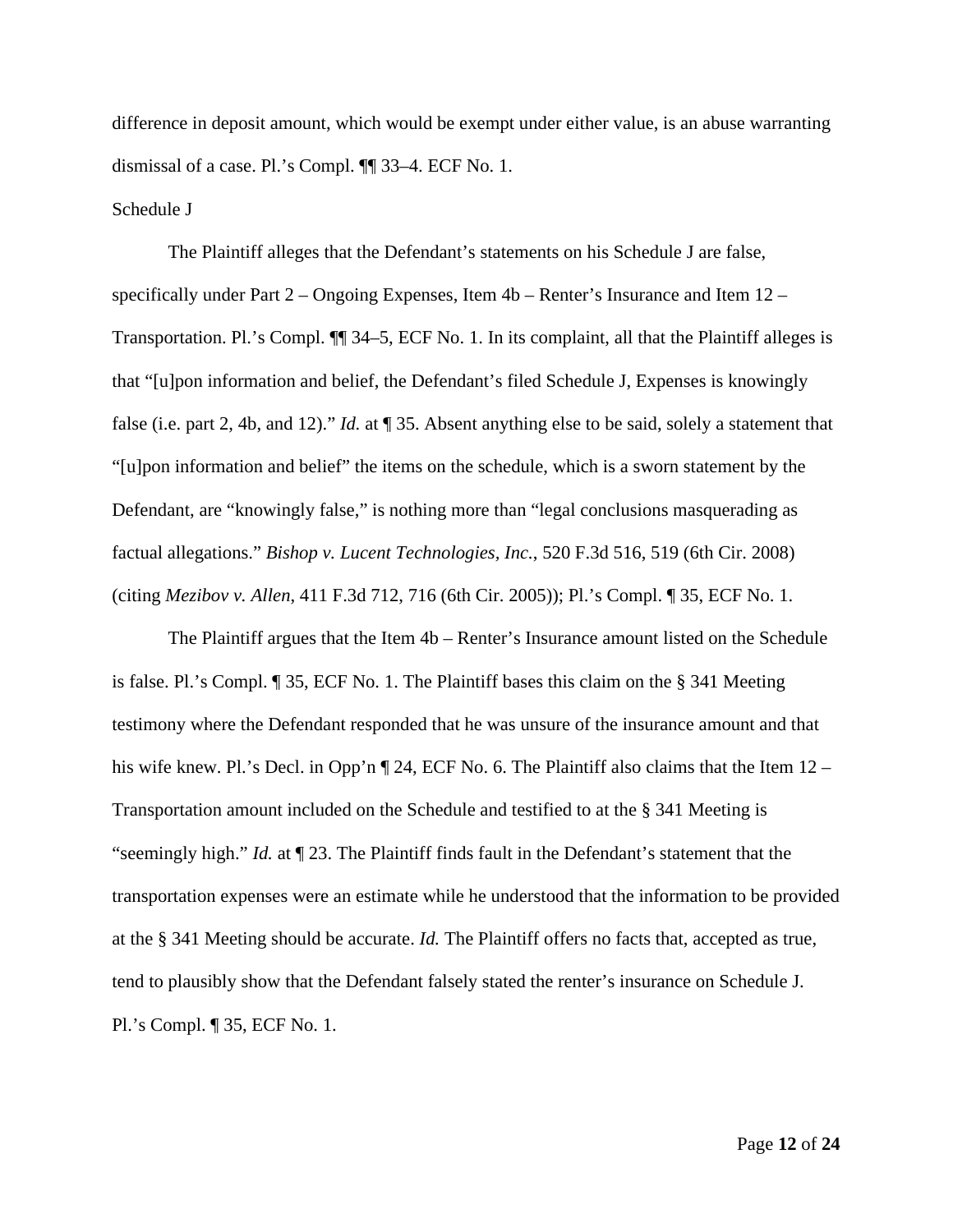difference in deposit amount, which would be exempt under either value, is an abuse warranting dismissal of a case. Pl.'s Compl. ¶¶ 33–4. ECF No. 1.

Schedule J

The Plaintiff alleges that the Defendant's statements on his Schedule J are false, specifically under Part 2 – Ongoing Expenses, Item 4b – Renter's Insurance and Item 12 – Transportation. Pl.'s Compl. ¶¶ 34–5, ECF No. 1. In its complaint, all that the Plaintiff alleges is that "[u]pon information and belief, the Defendant's filed Schedule J, Expenses is knowingly false (i.e. part 2, 4b, and 12)." *Id.* at ¶ 35. Absent anything else to be said, solely a statement that "[u]pon information and belief" the items on the schedule, which is a sworn statement by the Defendant, are "knowingly false," is nothing more than "legal conclusions masquerading as factual allegations." *Bishop v. Lucent Technologies, Inc.*, 520 F.3d 516, 519 (6th Cir. 2008) (citing *Mezibov v. Allen*, 411 F.3d 712, 716 (6th Cir. 2005)); Pl.'s Compl. ¶ 35, ECF No. 1.

The Plaintiff argues that the Item 4b – Renter's Insurance amount listed on the Schedule is false. Pl.'s Compl. ¶ 35, ECF No. 1. The Plaintiff bases this claim on the § 341 Meeting testimony where the Defendant responded that he was unsure of the insurance amount and that his wife knew. Pl.'s Decl. in Opp'n ¶ 24, ECF No. 6. The Plaintiff also claims that the Item 12 – Transportation amount included on the Schedule and testified to at the § 341 Meeting is "seemingly high." *Id.* at ¶ 23. The Plaintiff finds fault in the Defendant's statement that the transportation expenses were an estimate while he understood that the information to be provided at the § 341 Meeting should be accurate. *Id.* The Plaintiff offers no facts that, accepted as true, tend to plausibly show that the Defendant falsely stated the renter's insurance on Schedule J. Pl.'s Compl. ¶ 35, ECF No. 1.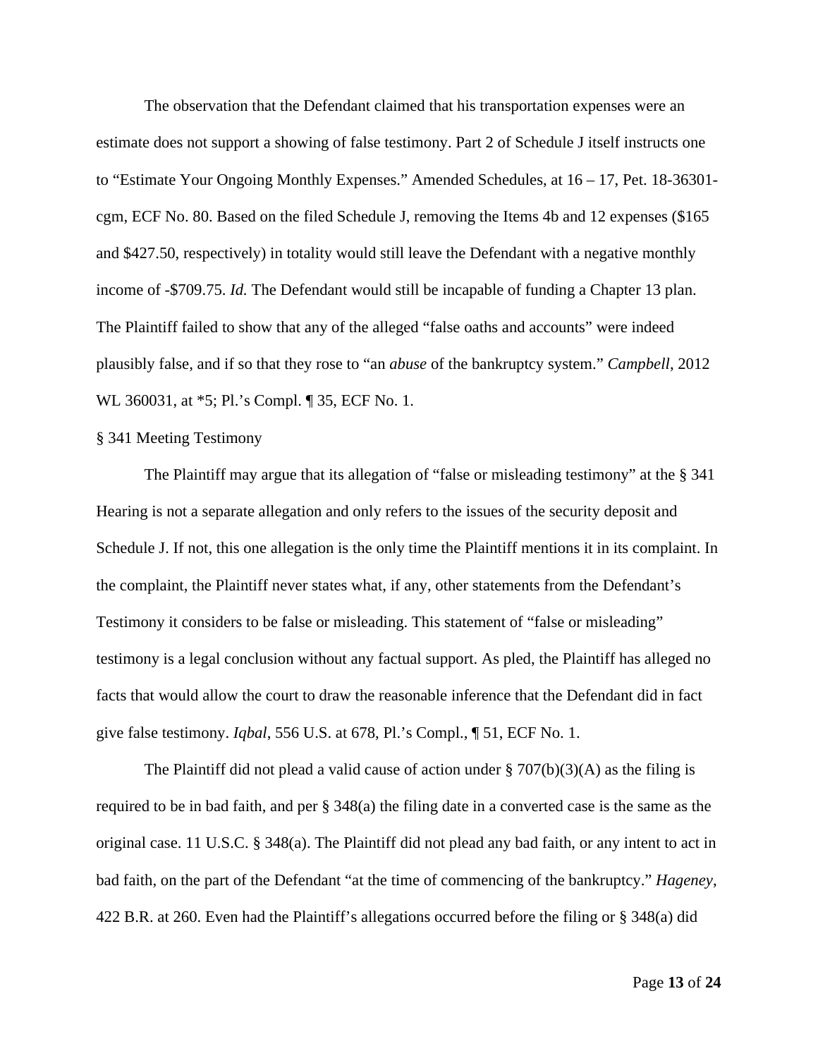The observation that the Defendant claimed that his transportation expenses were an estimate does not support a showing of false testimony. Part 2 of Schedule J itself instructs one to "Estimate Your Ongoing Monthly Expenses." Amended Schedules, at 16 – 17, Pet. 18-36301-cgm, ECF No. 80. Based on the filed Schedule J, removing the Items 4b and 12 expenses ($165 and $427.50, respectively) in totality would still leave the Defendant with a negative monthly income of -$709.75. *Id.* The Defendant would still be incapable of funding a Chapter 13 plan. The Plaintiff failed to show that any of the alleged "false oaths and accounts" were indeed plausibly false, and if so that they rose to "an *abuse* of the bankruptcy system." *Campbell*, 2012 WL 360031, at *5; Pl.'s Compl. ¶ 35, ECF No. 1.

§ 341 Meeting Testimony

The Plaintiff may argue that its allegation of "false or misleading testimony" at the § 341 Hearing is not a separate allegation and only refers to the issues of the security deposit and Schedule J. If not, this one allegation is the only time the Plaintiff mentions it in its complaint. In the complaint, the Plaintiff never states what, if any, other statements from the Defendant's Testimony it considers to be false or misleading. This statement of "false or misleading" testimony is a legal conclusion without any factual support. As pled, the Plaintiff has alleged no facts that would allow the court to draw the reasonable inference that the Defendant did in fact give false testimony. *Iqbal*, 556 U.S. at 678, Pl.'s Compl., ¶ 51, ECF No. 1.

The Plaintiff did not plead a valid cause of action under § 707(b)(3)(A) as the filing is required to be in bad faith, and per § 348(a) the filing date in a converted case is the same as the original case. 11 U.S.C. § 348(a). The Plaintiff did not plead any bad faith, or any intent to act in bad faith, on the part of the Defendant "at the time of commencing of the bankruptcy." *Hageney*, 422 B.R. at 260. Even had the Plaintiff's allegations occurred before the filing or § 348(a) did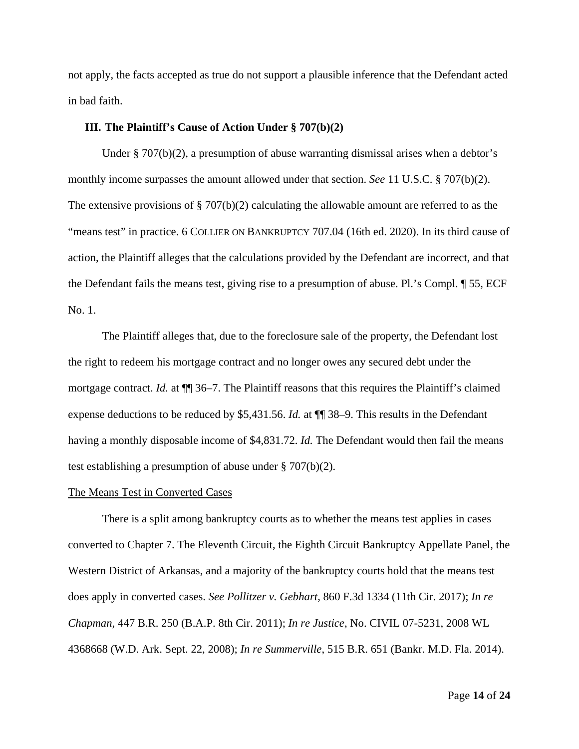not apply, the facts accepted as true do not support a plausible inference that the Defendant acted in bad faith.

### III. The Plaintiff's Cause of Action Under § 707(b)(2)

Under § 707(b)(2), a presumption of abuse warranting dismissal arises when a debtor's monthly income surpasses the amount allowed under that section. *See* 11 U.S.C. § 707(b)(2). The extensive provisions of § 707(b)(2) calculating the allowable amount are referred to as the "means test" in practice. 6 COLLIER ON BANKRUPTCY 707.04 (16th ed. 2020). In its third cause of action, the Plaintiff alleges that the calculations provided by the Defendant are incorrect, and that the Defendant fails the means test, giving rise to a presumption of abuse. Pl.'s Compl. ¶ 55, ECF No. 1.

The Plaintiff alleges that, due to the foreclosure sale of the property, the Defendant lost the right to redeem his mortgage contract and no longer owes any secured debt under the mortgage contract. *Id.* at ¶¶ 36–7. The Plaintiff reasons that this requires the Plaintiff's claimed expense deductions to be reduced by $5,431.56. *Id.* at ¶¶ 38–9. This results in the Defendant having a monthly disposable income of $4,831.72. *Id.* The Defendant would then fail the means test establishing a presumption of abuse under § 707(b)(2).

<u>The Means Test in Converted Cases</u>

There is a split among bankruptcy courts as to whether the means test applies in cases converted to Chapter 7. The Eleventh Circuit, the Eighth Circuit Bankruptcy Appellate Panel, the Western District of Arkansas, and a majority of the bankruptcy courts hold that the means test does apply in converted cases. *See Pollitzer v. Gebhart*, 860 F.3d 1334 (11th Cir. 2017); *In re Chapman*, 447 B.R. 250 (B.A.P. 8th Cir. 2011); *In re Justice*, No. CIVIL 07-5231, 2008 WL 4368668 (W.D. Ark. Sept. 22, 2008); *In re Summerville*, 515 B.R. 651 (Bankr. M.D. Fla. 2014).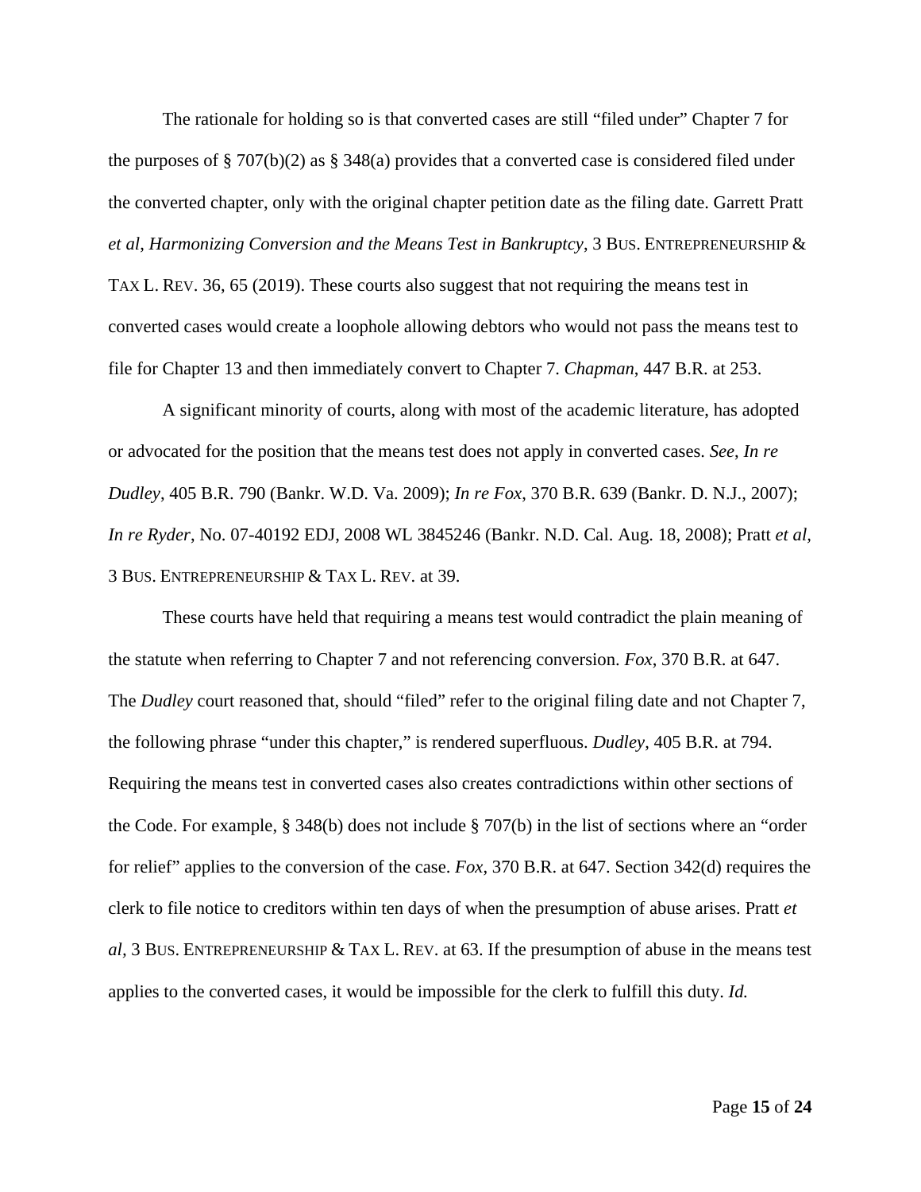The rationale for holding so is that converted cases are still "filed under" Chapter 7 for the purposes of § 707(b)(2) as § 348(a) provides that a converted case is considered filed under the converted chapter, only with the original chapter petition date as the filing date. Garrett Pratt *et al*, *Harmonizing Conversion and the Means Test in Bankruptcy*, 3 BUS. ENTREPRENEURSHIP & TAX L. REV. 36, 65 (2019). These courts also suggest that not requiring the means test in converted cases would create a loophole allowing debtors who would not pass the means test to file for Chapter 13 and then immediately convert to Chapter 7. *Chapman*, 447 B.R. at 253.

A significant minority of courts, along with most of the academic literature, has adopted or advocated for the position that the means test does not apply in converted cases. *See*, *In re Dudley*, 405 B.R. 790 (Bankr. W.D. Va. 2009); *In re Fox*, 370 B.R. 639 (Bankr. D. N.J., 2007); *In re Ryder*, No. 07-40192 EDJ, 2008 WL 3845246 (Bankr. N.D. Cal. Aug. 18, 2008); Pratt *et al*, 3 BUS. ENTREPRENEURSHIP & TAX L. REV. at 39.

These courts have held that requiring a means test would contradict the plain meaning of the statute when referring to Chapter 7 and not referencing conversion. *Fox*, 370 B.R. at 647. The *Dudley* court reasoned that, should "filed" refer to the original filing date and not Chapter 7, the following phrase "under this chapter," is rendered superfluous. *Dudley*, 405 B.R. at 794. Requiring the means test in converted cases also creates contradictions within other sections of the Code. For example, § 348(b) does not include § 707(b) in the list of sections where an "order for relief" applies to the conversion of the case. *Fox*, 370 B.R. at 647. Section 342(d) requires the clerk to file notice to creditors within ten days of when the presumption of abuse arises. Pratt *et al*, 3 BUS. ENTREPRENEURSHIP & TAX L. REV. at 63. If the presumption of abuse in the means test applies to the converted cases, it would be impossible for the clerk to fulfill this duty. *Id.*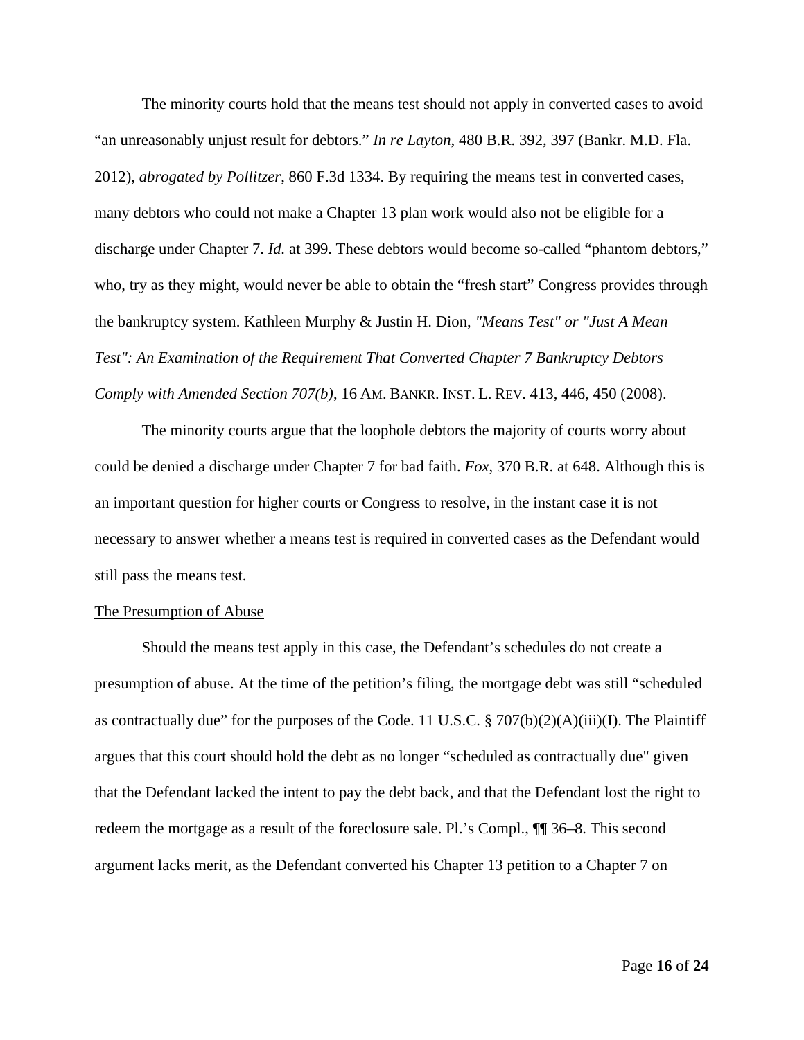The minority courts hold that the means test should not apply in converted cases to avoid "an unreasonably unjust result for debtors." *In re Layton*, 480 B.R. 392, 397 (Bankr. M.D. Fla. 2012), *abrogated by Pollitzer*, 860 F.3d 1334. By requiring the means test in converted cases, many debtors who could not make a Chapter 13 plan work would also not be eligible for a discharge under Chapter 7. *Id.* at 399. These debtors would become so-called "phantom debtors," who, try as they might, would never be able to obtain the "fresh start" Congress provides through the bankruptcy system. Kathleen Murphy & Justin H. Dion, *"Means Test" or "Just A Mean Test": An Examination of the Requirement That Converted Chapter 7 Bankruptcy Debtors Comply with Amended Section 707(b)*, 16 AM. BANKR. INST. L. REV. 413, 446, 450 (2008).

The minority courts argue that the loophole debtors the majority of courts worry about could be denied a discharge under Chapter 7 for bad faith. *Fox*, 370 B.R. at 648. Although this is an important question for higher courts or Congress to resolve, in the instant case it is not necessary to answer whether a means test is required in converted cases as the Defendant would still pass the means test.

<u>The Presumption of Abuse</u>

Should the means test apply in this case, the Defendant's schedules do not create a presumption of abuse. At the time of the petition's filing, the mortgage debt was still "scheduled as contractually due" for the purposes of the Code. 11 U.S.C. § 707(b)(2)(A)(iii)(I). The Plaintiff argues that this court should hold the debt as no longer "scheduled as contractually due" given that the Defendant lacked the intent to pay the debt back, and that the Defendant lost the right to redeem the mortgage as a result of the foreclosure sale. Pl.'s Compl., ¶¶ 36–8. This second argument lacks merit, as the Defendant converted his Chapter 13 petition to a Chapter 7 on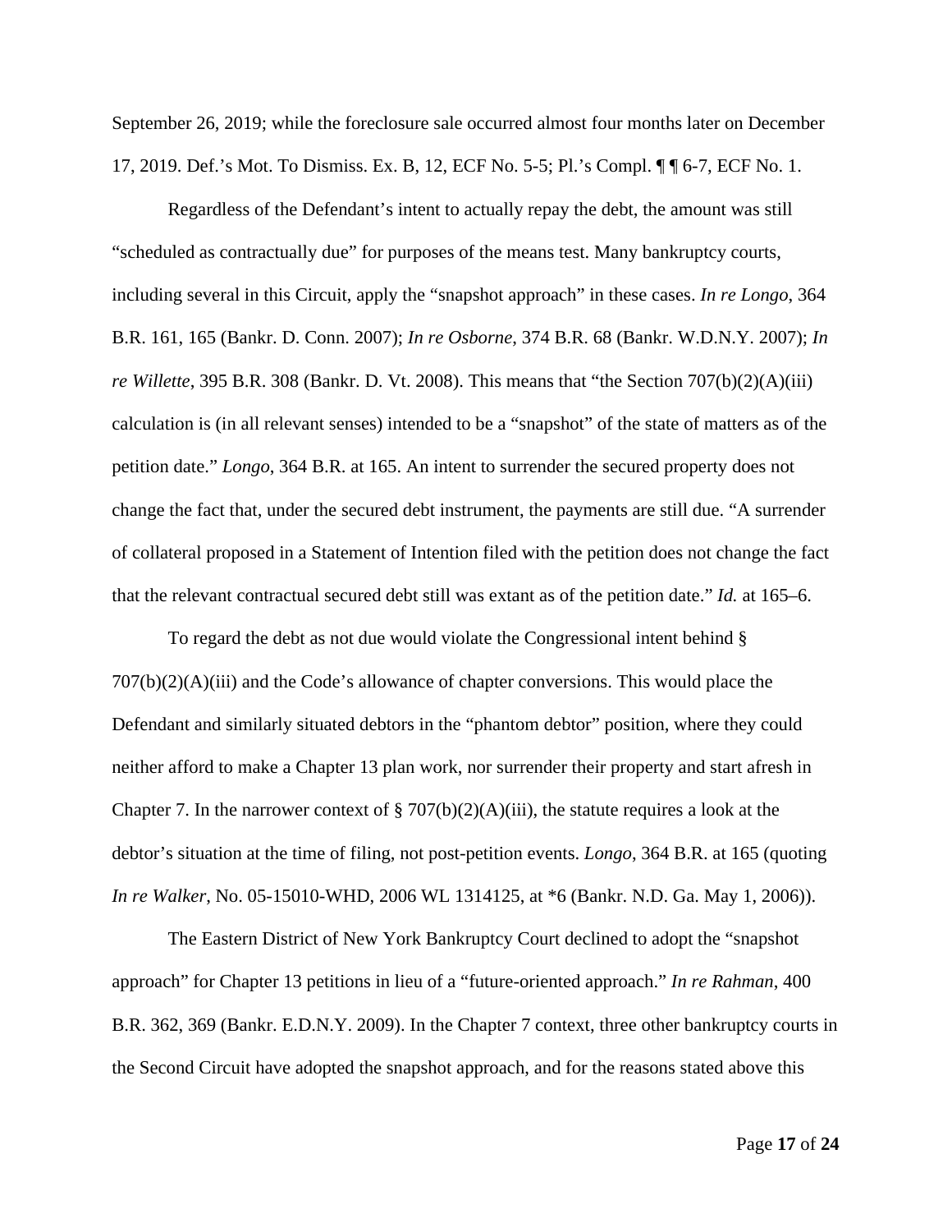September 26, 2019; while the foreclosure sale occurred almost four months later on December 17, 2019. Def.'s Mot. To Dismiss. Ex. B, 12, ECF No. 5-5; Pl.'s Compl. ¶ ¶ 6-7, ECF No. 1.

Regardless of the Defendant's intent to actually repay the debt, the amount was still "scheduled as contractually due" for purposes of the means test. Many bankruptcy courts, including several in this Circuit, apply the "snapshot approach" in these cases. *In re Longo*, 364 B.R. 161, 165 (Bankr. D. Conn. 2007); *In re Osborne*, 374 B.R. 68 (Bankr. W.D.N.Y. 2007); *In re Willette*, 395 B.R. 308 (Bankr. D. Vt. 2008). This means that "the Section 707(b)(2)(A)(iii) calculation is (in all relevant senses) intended to be a "snapshot" of the state of matters as of the petition date." *Longo*, 364 B.R. at 165. An intent to surrender the secured property does not change the fact that, under the secured debt instrument, the payments are still due. "A surrender of collateral proposed in a Statement of Intention filed with the petition does not change the fact that the relevant contractual secured debt still was extant as of the petition date." *Id.* at 165–6.

To regard the debt as not due would violate the Congressional intent behind § 707(b)(2)(A)(iii) and the Code's allowance of chapter conversions. This would place the Defendant and similarly situated debtors in the "phantom debtor" position, where they could neither afford to make a Chapter 13 plan work, nor surrender their property and start afresh in Chapter 7. In the narrower context of § 707(b)(2)(A)(iii), the statute requires a look at the debtor's situation at the time of filing, not post-petition events. *Longo*, 364 B.R. at 165 (quoting *In re Walker*, No. 05-15010-WHD, 2006 WL 1314125, at *6 (Bankr. N.D. Ga. May 1, 2006)).

The Eastern District of New York Bankruptcy Court declined to adopt the "snapshot approach" for Chapter 13 petitions in lieu of a "future-oriented approach." *In re Rahman*, 400 B.R. 362, 369 (Bankr. E.D.N.Y. 2009). In the Chapter 7 context, three other bankruptcy courts in the Second Circuit have adopted the snapshot approach, and for the reasons stated above this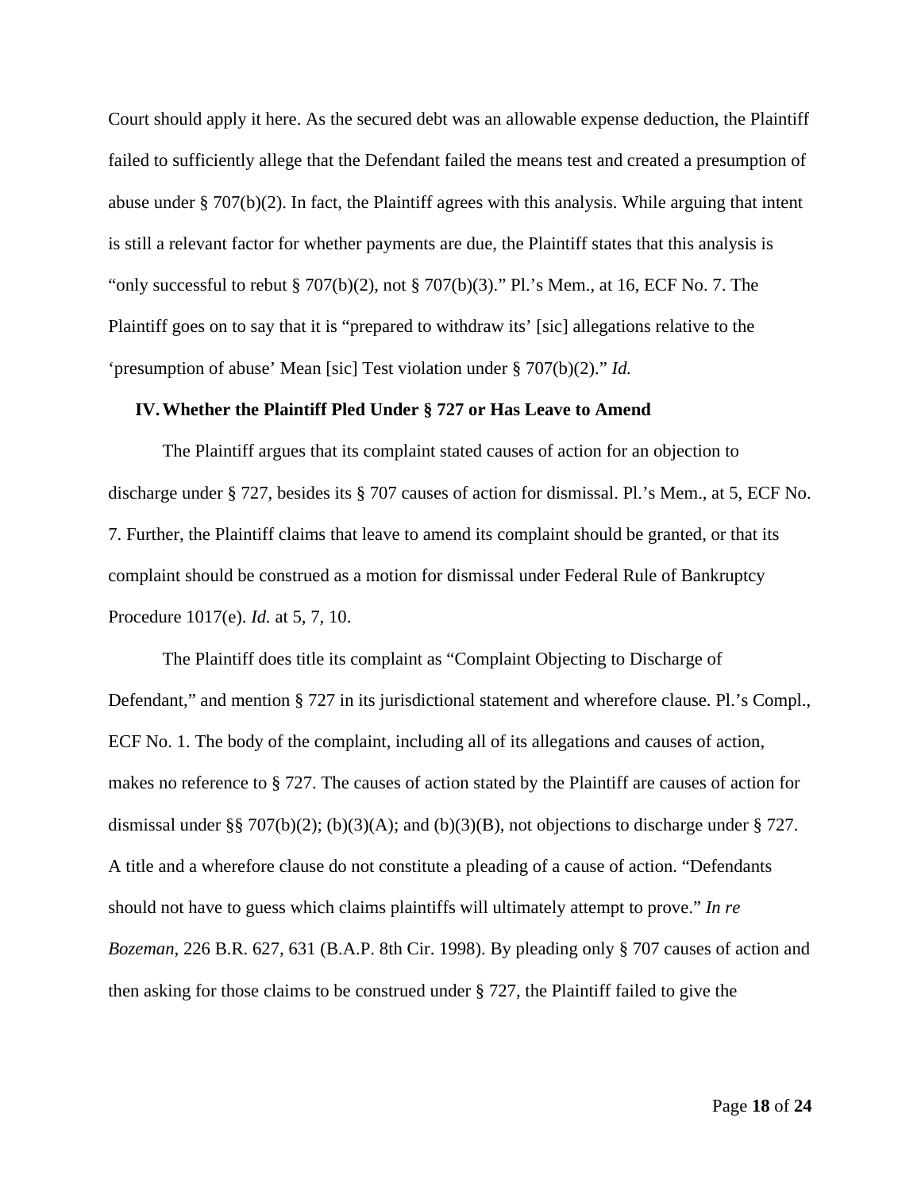Court should apply it here. As the secured debt was an allowable expense deduction, the Plaintiff failed to sufficiently allege that the Defendant failed the means test and created a presumption of abuse under § 707(b)(2). In fact, the Plaintiff agrees with this analysis. While arguing that intent is still a relevant factor for whether payments are due, the Plaintiff states that this analysis is "only successful to rebut § 707(b)(2), not § 707(b)(3)." Pl.'s Mem., at 16, ECF No. 7. The Plaintiff goes on to say that it is "prepared to withdraw its' [sic] allegations relative to the 'presumption of abuse' Mean [sic] Test violation under § 707(b)(2)." *Id.*

### IV. Whether the Plaintiff Pled Under § 727 or Has Leave to Amend

The Plaintiff argues that its complaint stated causes of action for an objection to discharge under § 727, besides its § 707 causes of action for dismissal. Pl.'s Mem., at 5, ECF No. 7. Further, the Plaintiff claims that leave to amend its complaint should be granted, or that its complaint should be construed as a motion for dismissal under Federal Rule of Bankruptcy Procedure 1017(e). *Id.* at 5, 7, 10.

The Plaintiff does title its complaint as "Complaint Objecting to Discharge of Defendant," and mention § 727 in its jurisdictional statement and wherefore clause. Pl.'s Compl., ECF No. 1. The body of the complaint, including all of its allegations and causes of action, makes no reference to § 727. The causes of action stated by the Plaintiff are causes of action for dismissal under §§ 707(b)(2); (b)(3)(A); and (b)(3)(B), not objections to discharge under § 727. A title and a wherefore clause do not constitute a pleading of a cause of action. "Defendants should not have to guess which claims plaintiffs will ultimately attempt to prove." *In re Bozeman*, 226 B.R. 627, 631 (B.A.P. 8th Cir. 1998). By pleading only § 707 causes of action and then asking for those claims to be construed under § 727, the Plaintiff failed to give the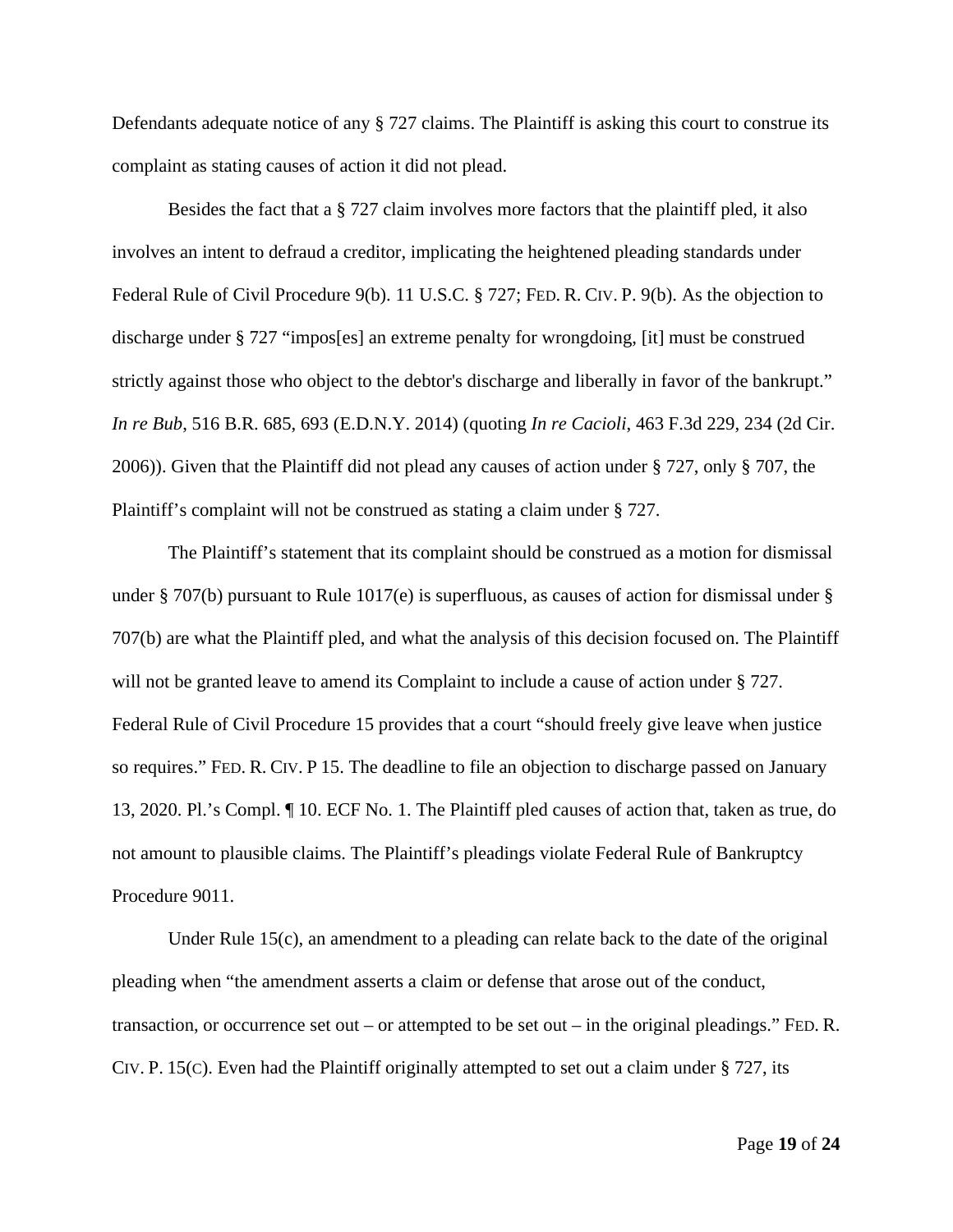Defendants adequate notice of any § 727 claims. The Plaintiff is asking this court to construe its complaint as stating causes of action it did not plead.

Besides the fact that a § 727 claim involves more factors that the plaintiff pled, it also involves an intent to defraud a creditor, implicating the heightened pleading standards under Federal Rule of Civil Procedure 9(b). 11 U.S.C. § 727; FED. R. CIV. P. 9(b). As the objection to discharge under § 727 "impos[es] an extreme penalty for wrongdoing, [it] must be construed strictly against those who object to the debtor's discharge and liberally in favor of the bankrupt." *In re Bub*, 516 B.R. 685, 693 (E.D.N.Y. 2014) (quoting *In re Cacioli*, 463 F.3d 229, 234 (2d Cir. 2006)). Given that the Plaintiff did not plead any causes of action under § 727, only § 707, the Plaintiff's complaint will not be construed as stating a claim under § 727.

The Plaintiff's statement that its complaint should be construed as a motion for dismissal under § 707(b) pursuant to Rule 1017(e) is superfluous, as causes of action for dismissal under § 707(b) are what the Plaintiff pled, and what the analysis of this decision focused on. The Plaintiff will not be granted leave to amend its Complaint to include a cause of action under § 727. Federal Rule of Civil Procedure 15 provides that a court "should freely give leave when justice so requires." FED. R. CIV. P 15. The deadline to file an objection to discharge passed on January 13, 2020. Pl.'s Compl. ¶ 10. ECF No. 1. The Plaintiff pled causes of action that, taken as true, do not amount to plausible claims. The Plaintiff's pleadings violate Federal Rule of Bankruptcy Procedure 9011.

Under Rule 15(c), an amendment to a pleading can relate back to the date of the original pleading when "the amendment asserts a claim or defense that arose out of the conduct, transaction, or occurrence set out – or attempted to be set out – in the original pleadings." FED. R. CIV. P. 15(C). Even had the Plaintiff originally attempted to set out a claim under § 727, its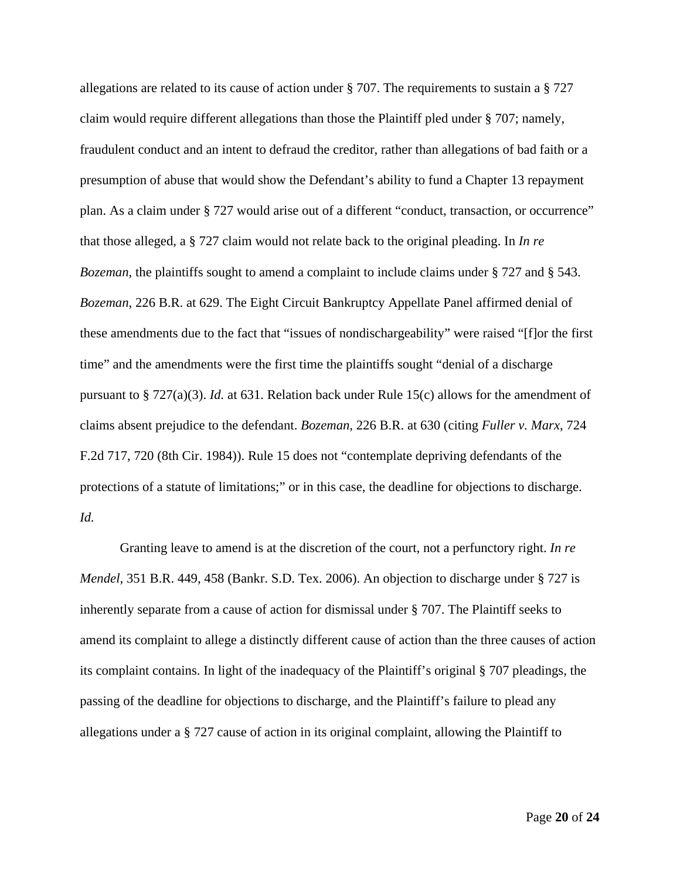allegations are related to its cause of action under § 707. The requirements to sustain a § 727 claim would require different allegations than those the Plaintiff pled under § 707; namely, fraudulent conduct and an intent to defraud the creditor, rather than allegations of bad faith or a presumption of abuse that would show the Defendant's ability to fund a Chapter 13 repayment plan. As a claim under § 727 would arise out of a different "conduct, transaction, or occurrence" that those alleged, a § 727 claim would not relate back to the original pleading. In *In re Bozeman*, the plaintiffs sought to amend a complaint to include claims under § 727 and § 543. *Bozeman*, 226 B.R. at 629. The Eight Circuit Bankruptcy Appellate Panel affirmed denial of these amendments due to the fact that "issues of nondischargeability" were raised "[f]or the first time" and the amendments were the first time the plaintiffs sought "denial of a discharge pursuant to § 727(a)(3). *Id.* at 631. Relation back under Rule 15(c) allows for the amendment of claims absent prejudice to the defendant. *Bozeman*, 226 B.R. at 630 (citing *Fuller v. Marx*, 724 F.2d 717, 720 (8th Cir. 1984)). Rule 15 does not "contemplate depriving defendants of the protections of a statute of limitations;" or in this case, the deadline for objections to discharge. *Id.*

Granting leave to amend is at the discretion of the court, not a perfunctory right. *In re Mendel*, 351 B.R. 449, 458 (Bankr. S.D. Tex. 2006). An objection to discharge under § 727 is inherently separate from a cause of action for dismissal under § 707. The Plaintiff seeks to amend its complaint to allege a distinctly different cause of action than the three causes of action its complaint contains. In light of the inadequacy of the Plaintiff's original § 707 pleadings, the passing of the deadline for objections to discharge, and the Plaintiff's failure to plead any allegations under a § 727 cause of action in its original complaint, allowing the Plaintiff to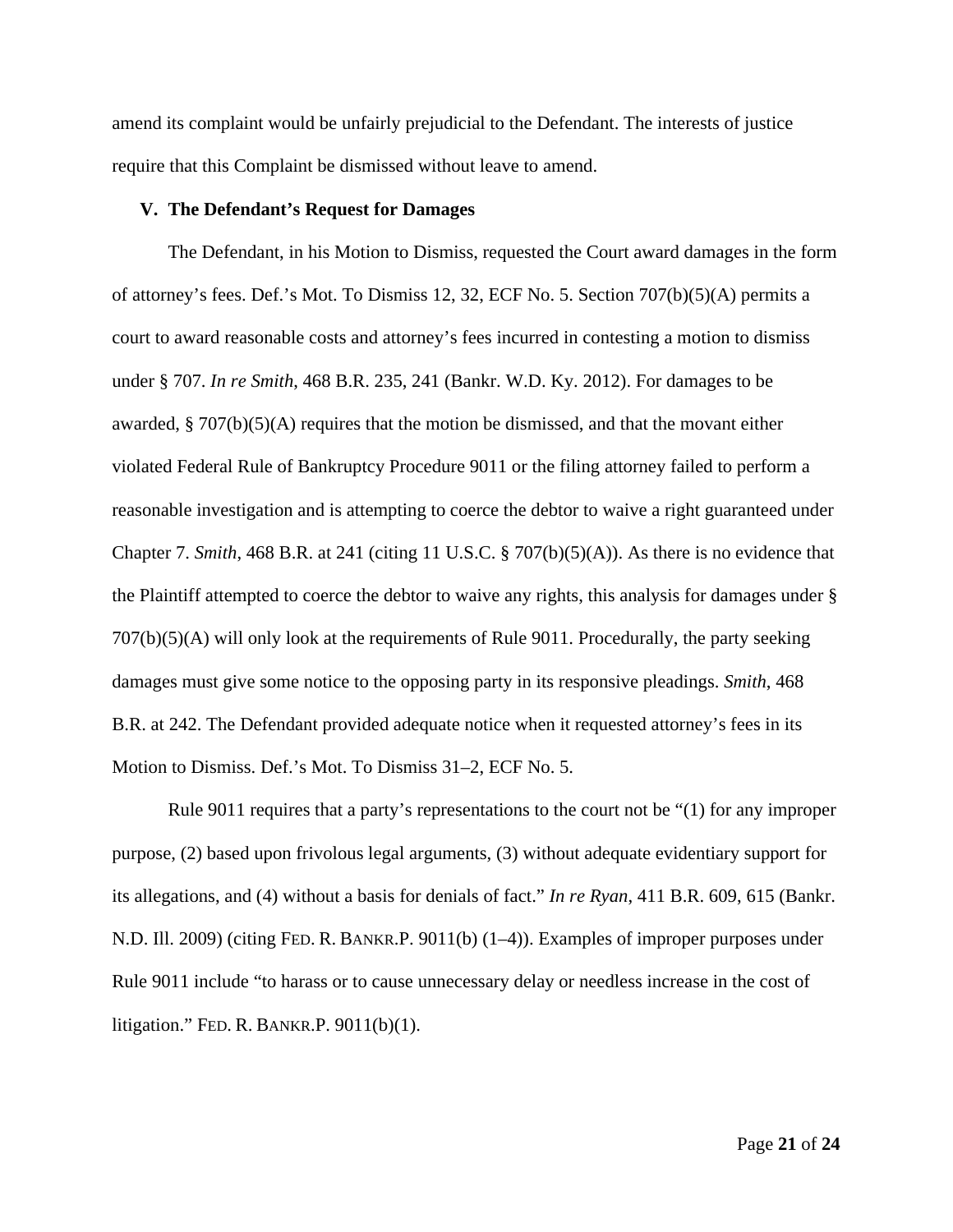amend its complaint would be unfairly prejudicial to the Defendant. The interests of justice require that this Complaint be dismissed without leave to amend.

## V. The Defendant's Request for Damages

The Defendant, in his Motion to Dismiss, requested the Court award damages in the form of attorney's fees. Def.'s Mot. To Dismiss 12, 32, ECF No. 5. Section 707(b)(5)(A) permits a court to award reasonable costs and attorney's fees incurred in contesting a motion to dismiss under § 707. *In re Smith*, 468 B.R. 235, 241 (Bankr. W.D. Ky. 2012). For damages to be awarded, § 707(b)(5)(A) requires that the motion be dismissed, and that the movant either violated Federal Rule of Bankruptcy Procedure 9011 or the filing attorney failed to perform a reasonable investigation and is attempting to coerce the debtor to waive a right guaranteed under Chapter 7. *Smith*, 468 B.R. at 241 (citing 11 U.S.C. § 707(b)(5)(A)). As there is no evidence that the Plaintiff attempted to coerce the debtor to waive any rights, this analysis for damages under § 707(b)(5)(A) will only look at the requirements of Rule 9011. Procedurally, the party seeking damages must give some notice to the opposing party in its responsive pleadings. *Smith*, 468 B.R. at 242. The Defendant provided adequate notice when it requested attorney's fees in its Motion to Dismiss. Def.'s Mot. To Dismiss 31–2, ECF No. 5.

Rule 9011 requires that a party's representations to the court not be "(1) for any improper purpose, (2) based upon frivolous legal arguments, (3) without adequate evidentiary support for its allegations, and (4) without a basis for denials of fact." *In re Ryan*, 411 B.R. 609, 615 (Bankr. N.D. Ill. 2009) (citing FED. R. BANKR.P. 9011(b) (1–4)). Examples of improper purposes under Rule 9011 include "to harass or to cause unnecessary delay or needless increase in the cost of litigation." FED. R. BANKR.P. 9011(b)(1).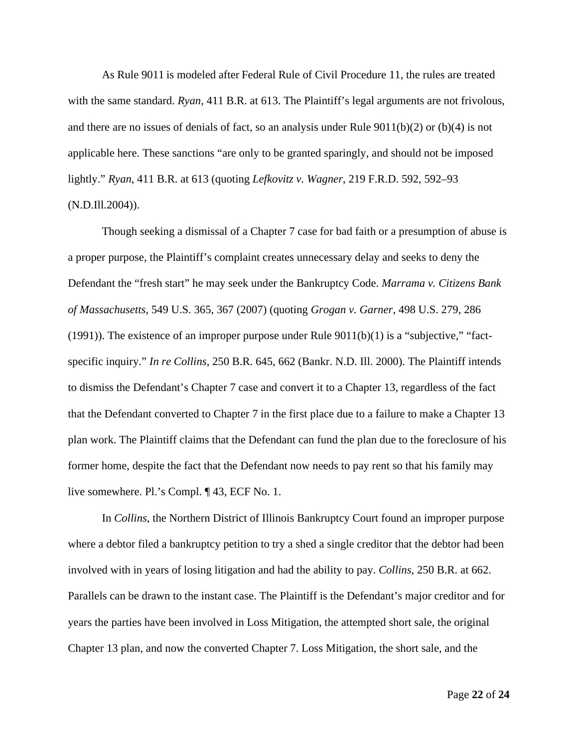As Rule 9011 is modeled after Federal Rule of Civil Procedure 11, the rules are treated with the same standard. *Ryan*, 411 B.R. at 613. The Plaintiff's legal arguments are not frivolous, and there are no issues of denials of fact, so an analysis under Rule 9011(b)(2) or (b)(4) is not applicable here. These sanctions "are only to be granted sparingly, and should not be imposed lightly." *Ryan*, 411 B.R. at 613 (quoting *Lefkovitz v. Wagner*, 219 F.R.D. 592, 592–93 (N.D.Ill.2004)).

Though seeking a dismissal of a Chapter 7 case for bad faith or a presumption of abuse is a proper purpose, the Plaintiff's complaint creates unnecessary delay and seeks to deny the Defendant the "fresh start" he may seek under the Bankruptcy Code. *Marrama v. Citizens Bank of Massachusetts*, 549 U.S. 365, 367 (2007) (quoting *Grogan v. Garner*, 498 U.S. 279, 286 (1991)). The existence of an improper purpose under Rule 9011(b)(1) is a "subjective," "fact-specific inquiry." *In re Collins*, 250 B.R. 645, 662 (Bankr. N.D. Ill. 2000). The Plaintiff intends to dismiss the Defendant's Chapter 7 case and convert it to a Chapter 13, regardless of the fact that the Defendant converted to Chapter 7 in the first place due to a failure to make a Chapter 13 plan work. The Plaintiff claims that the Defendant can fund the plan due to the foreclosure of his former home, despite the fact that the Defendant now needs to pay rent so that his family may live somewhere. Pl.'s Compl. ¶ 43, ECF No. 1.

In *Collins*, the Northern District of Illinois Bankruptcy Court found an improper purpose where a debtor filed a bankruptcy petition to try a shed a single creditor that the debtor had been involved with in years of losing litigation and had the ability to pay. *Collins*, 250 B.R. at 662. Parallels can be drawn to the instant case. The Plaintiff is the Defendant's major creditor and for years the parties have been involved in Loss Mitigation, the attempted short sale, the original Chapter 13 plan, and now the converted Chapter 7. Loss Mitigation, the short sale, and the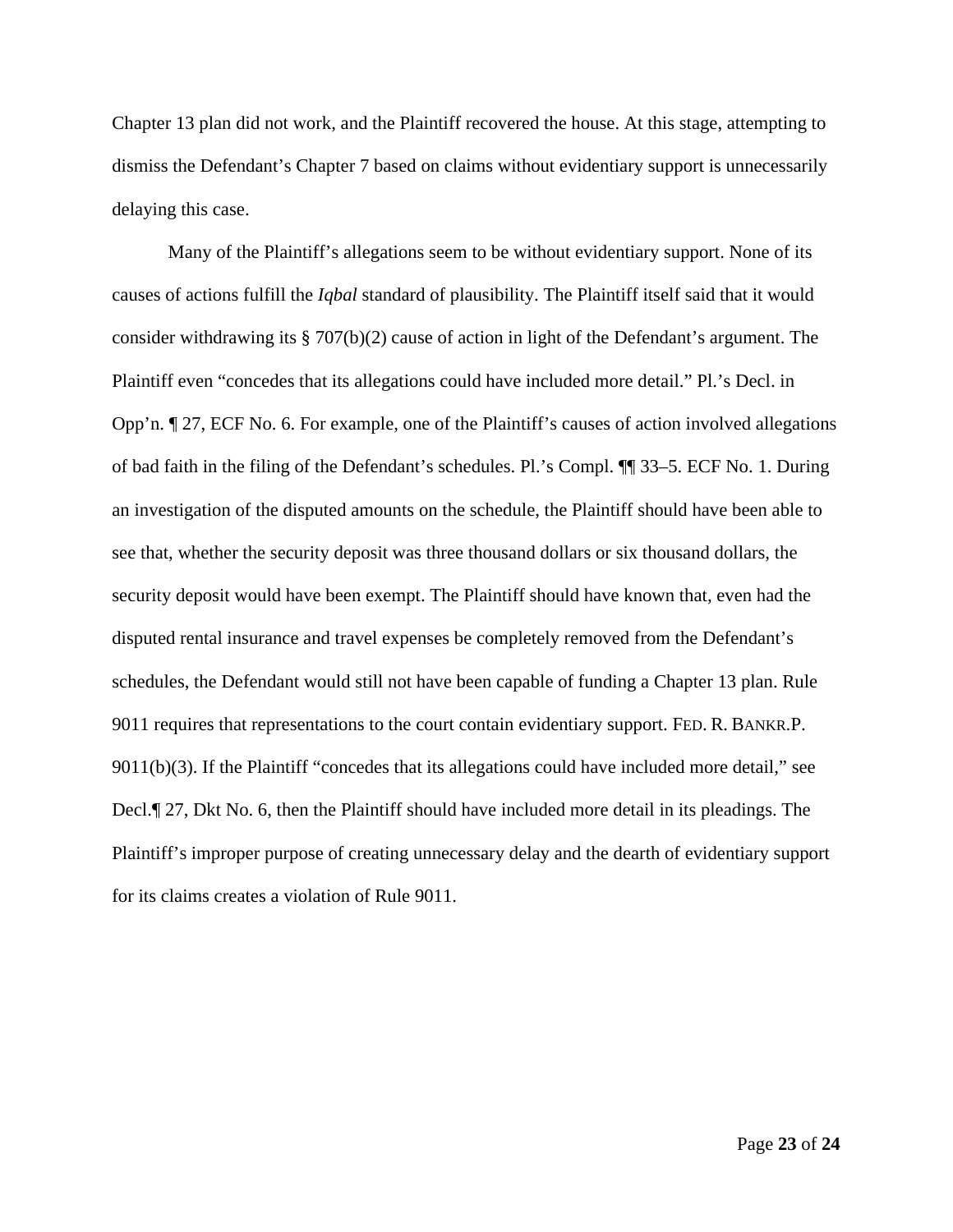Chapter 13 plan did not work, and the Plaintiff recovered the house. At this stage, attempting to dismiss the Defendant's Chapter 7 based on claims without evidentiary support is unnecessarily delaying this case.

Many of the Plaintiff's allegations seem to be without evidentiary support. None of its causes of actions fulfill the *Iqbal* standard of plausibility. The Plaintiff itself said that it would consider withdrawing its § 707(b)(2) cause of action in light of the Defendant's argument. The Plaintiff even "concedes that its allegations could have included more detail." Pl.'s Decl. in Opp'n. ¶ 27, ECF No. 6. For example, one of the Plaintiff's causes of action involved allegations of bad faith in the filing of the Defendant's schedules. Pl.'s Compl. ¶¶ 33–5. ECF No. 1. During an investigation of the disputed amounts on the schedule, the Plaintiff should have been able to see that, whether the security deposit was three thousand dollars or six thousand dollars, the security deposit would have been exempt. The Plaintiff should have known that, even had the disputed rental insurance and travel expenses be completely removed from the Defendant's schedules, the Defendant would still not have been capable of funding a Chapter 13 plan. Rule 9011 requires that representations to the court contain evidentiary support. FED. R. BANKR.P. 9011(b)(3). If the Plaintiff "concedes that its allegations could have included more detail," see Decl.¶ 27, Dkt No. 6, then the Plaintiff should have included more detail in its pleadings. The Plaintiff's improper purpose of creating unnecessary delay and the dearth of evidentiary support for its claims creates a violation of Rule 9011.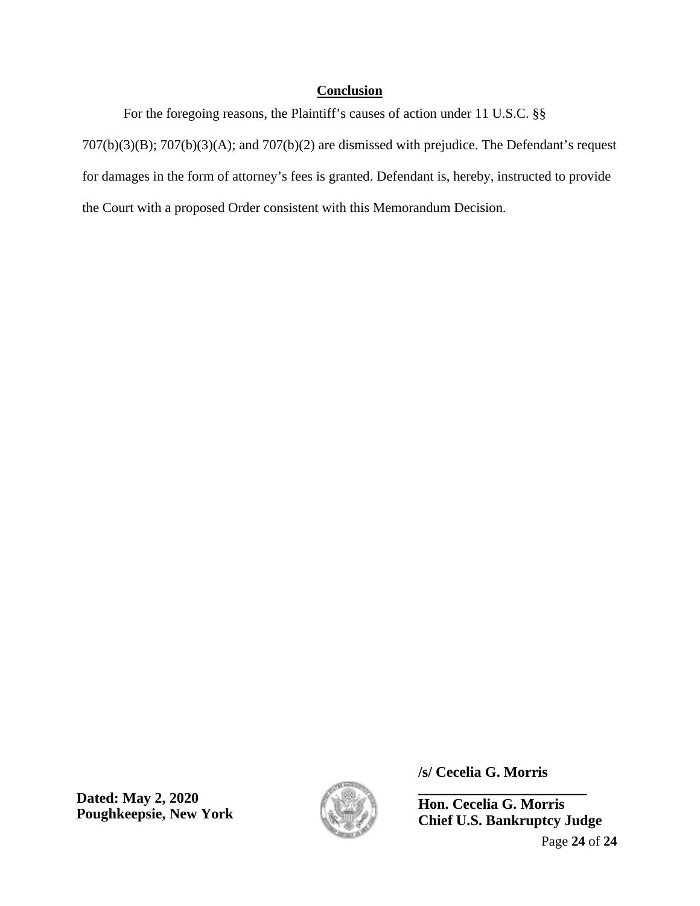## **Conclusion**

For the foregoing reasons, the Plaintiff's causes of action under 11 U.S.C. §§ 707(b)(3)(B); 707(b)(3)(A); and 707(b)(2) are dismissed with prejudice. The Defendant's request for damages in the form of attorney's fees is granted. Defendant is, hereby, instructed to provide the Court with a proposed Order consistent with this Memorandum Decision.

**Dated: May 2, 2020**
**Poughkeepsie, New York**

**/s/ Cecelia G. Morris**
**_______________________**
**Hon. Cecelia G. Morris**
**Chief U.S. Bankruptcy Judge**